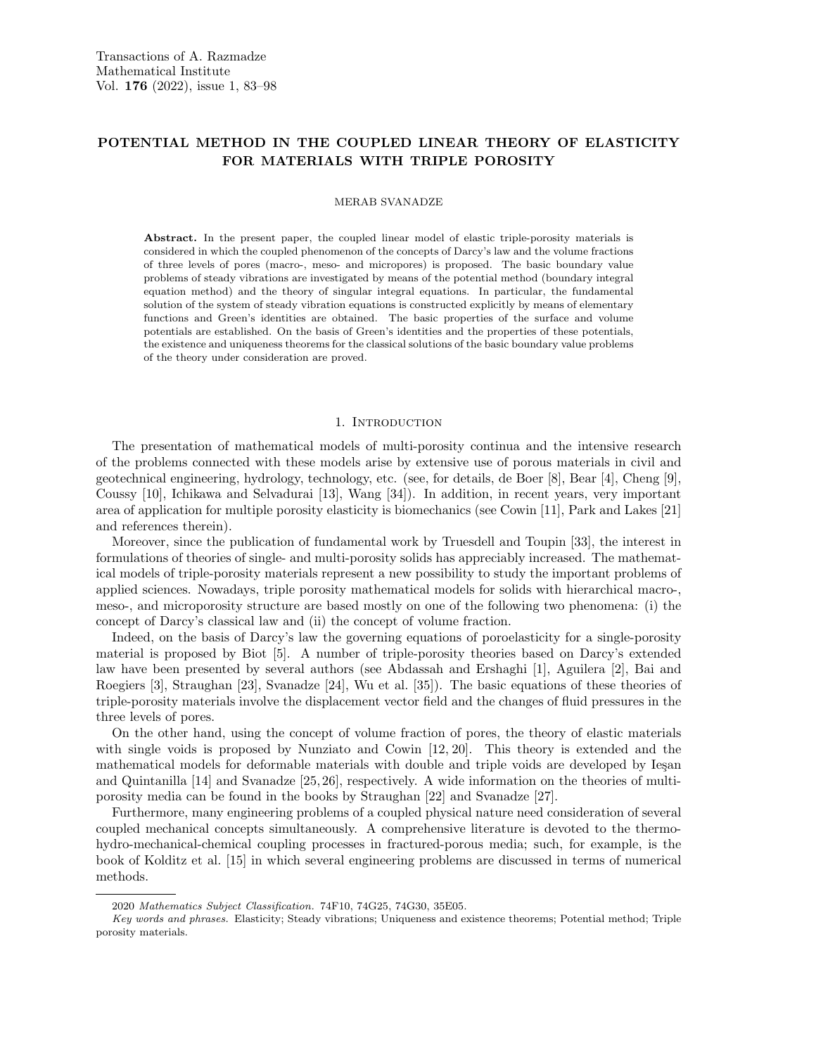# POTENTIAL METHOD IN THE COUPLED LINEAR THEORY OF ELASTICITY FOR MATERIALS WITH TRIPLE POROSITY

MERAB SVANADZE

**Abstract.** In the present paper, the coupled linear model of elastic triple-porosity materials is considered in which the coupled phenomenon of the concepts of Darcy's law and the volume fractions of three levels of pores (macro-, meso- and micropores) is proposed. The basic boundary value problems of steady vibrations are investigated by means of the potential method (boundary integral equation method) and the theory of singular integral equations. In particular, the fundamental solution of the system of steady vibration equations is constructed explicitly by means of elementary functions and Green's identities are obtained. The basic properties of the surface and volume potentials are established. On the basis of Green's identities and the properties of these potentials, the existence and uniqueness theorems for the classical solutions of the basic boundary value problems of the theory under consideration are proved.

## 1. Introduction

The presentation of mathematical models of multi-porosity continua and the intensive research of the problems connected with these models arise by extensive use of porous materials in civil and geotechnical engineering, hydrology, technology, etc. (see, for details, de Boer [8], Bear [4], Cheng [9], Coussy [10], Ichikawa and Selvadurai [13], Wang [34]). In addition, in recent years, very important area of application for multiple porosity elasticity is biomechanics (see Cowin [11], Park and Lakes [21] and references therein).

Moreover, since the publication of fundamental work by Truesdell and Toupin [33], the interest in formulations of theories of single- and multi-porosity solids has appreciably increased. The mathematical models of triple-porosity materials represent a new possibility to study the important problems of applied sciences. Nowadays, triple porosity mathematical models for solids with hierarchical macro-, meso-, and microporosity structure are based mostly on one of the following two phenomena: (i) the concept of Darcy's classical law and (ii) the concept of volume fraction.

Indeed, on the basis of Darcy's law the governing equations of poroelasticity for a single-porosity material is proposed by Biot [5]. A number of triple-porosity theories based on Darcy's extended law have been presented by several authors (see Abdassah and Ershaghi [1], Aguilera [2], Bai and Roegiers [3], Straughan [23], Svanadze [24], Wu et al. [35]). The basic equations of these theories of triple-porosity materials involve the displacement vector field and the changes of fluid pressures in the three levels of pores.

On the other hand, using the concept of volume fraction of pores, the theory of elastic materials with single voids is proposed by Nunziato and Cowin [12, 20]. This theory is extended and the mathematical models for deformable materials with double and triple voids are developed by Ieşan and Quintanilla [14] and Svanadze [25, 26], respectively. A wide information on the theories of multi-porosity media can be found in the books by Straughan [22] and Svanadze [27].

Furthermore, many engineering problems of a coupled physical nature need consideration of several coupled mechanical concepts simultaneously. A comprehensive literature is devoted to the thermo-hydro-mechanical-chemical coupling processes in fractured-porous media; such, for example, is the book of Kolditz et al. [15] in which several engineering problems are discussed in terms of numerical methods.

---

2020 *Mathematics Subject Classification.* 74F10, 74G25, 74G30, 35E05.

*Key words and phrases.* Elasticity; Steady vibrations; Uniqueness and existence theorems; Potential method; Triple porosity materials.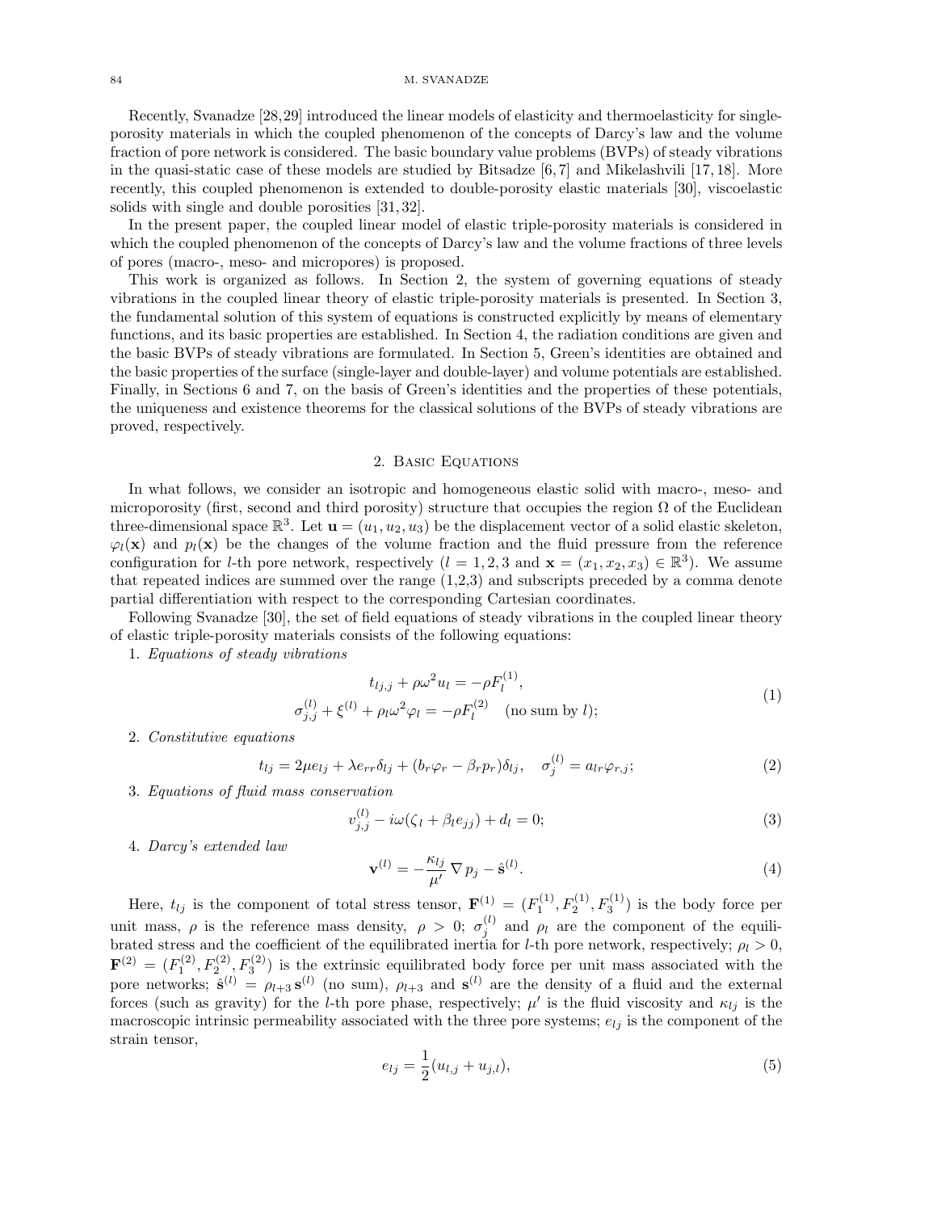Recently, Svanadze [28,29] introduced the linear models of elasticity and thermoelasticity for single-porosity materials in which the coupled phenomenon of the concepts of Darcy's law and the volume fraction of pore network is considered. The basic boundary value problems (BVPs) of steady vibrations in the quasi-static case of these models are studied by Bitsadze [6,7] and Mikelashvili [17,18]. More recently, this coupled phenomenon is extended to double-porosity elastic materials [30], viscoelastic solids with single and double porosities [31,32].

In the present paper, the coupled linear model of elastic triple-porosity materials is considered in which the coupled phenomenon of the concepts of Darcy's law and the volume fractions of three levels of pores (macro-, meso- and micropores) is proposed.

This work is organized as follows. In Section 2, the system of governing equations of steady vibrations in the coupled linear theory of elastic triple-porosity materials is presented. In Section 3, the fundamental solution of this system of equations is constructed explicitly by means of elementary functions, and its basic properties are established. In Section 4, the radiation conditions are given and the basic BVPs of steady vibrations are formulated. In Section 5, Green's identities are obtained and the basic properties of the surface (single-layer and double-layer) and volume potentials are established. Finally, in Sections 6 and 7, on the basis of Green's identities and the properties of these potentials, the uniqueness and existence theorems for the classical solutions of the BVPs of steady vibrations are proved, respectively.

## 2. Basic Equations

In what follows, we consider an isotropic and homogeneous elastic solid with macro-, meso- and microporosity (first, second and third porosity) structure that occupies the region $\Omega$ of the Euclidean three-dimensional space $\mathbb{R}^3$. Let $\mathbf{u} = (u_1, u_2, u_3)$ be the displacement vector of a solid elastic skeleton, $\varphi_l(\mathbf{x})$ and $p_l(\mathbf{x})$ be the changes of the volume fraction and the fluid pressure from the reference configuration for $l$-th pore network, respectively ($l = 1, 2, 3$ and $\mathbf{x} = (x_1, x_2, x_3) \in \mathbb{R}^3$). We assume that repeated indices are summed over the range (1,2,3) and subscripts preceded by a comma denote partial differentiation with respect to the corresponding Cartesian coordinates.

Following Svanadze [30], the set of field equations of steady vibrations in the coupled linear theory of elastic triple-porosity materials consists of the following equations:

1. *Equations of steady vibrations*

$$
\begin{gathered}
t_{lj,j} + \rho\omega^2 u_l = -\rho F_l^{(1)}, \\
\sigma_{j,j}^{(l)} + \xi^{(l)} + \rho_l \omega^2 \varphi_l = -\rho F_l^{(2)} \quad (\text{no sum by } l);
\end{gathered}
\tag{1}
$$

2. *Constitutive equations*

$$
t_{lj} = 2\mu e_{lj} + \lambda e_{rr}\delta_{lj} + (b_r\varphi_r - \beta_r p_r)\delta_{lj}, \quad \sigma_j^{(l)} = a_{lr}\varphi_{r,j};
\tag{2}
$$

3. *Equations of fluid mass conservation*

$$
v_{j,j}^{(l)} - i\omega(\zeta_l + \beta_l e_{jj}) + d_l = 0;
\tag{3}
$$

4. *Darcy's extended law*

$$
\mathbf{v}^{(l)} = -\frac{\kappa_{lj}}{\mu'}\,\nabla p_j - \hat{\mathbf{s}}^{(l)}.
\tag{4}
$$

Here, $t_{lj}$ is the component of total stress tensor, $\mathbf{F}^{(1)} = (F_1^{(1)}, F_2^{(1)}, F_3^{(1)})$ is the body force per unit mass, $\rho$ is the reference mass density, $\rho > 0$; $\sigma_j^{(l)}$ and $\rho_l$ are the component of the equilibrated stress and the coefficient of the equilibrated inertia for $l$-th pore network, respectively; $\rho_l > 0$, $\mathbf{F}^{(2)} = (F_1^{(2)}, F_2^{(2)}, F_3^{(2)})$ is the extrinsic equilibrated body force per unit mass associated with the pore networks; $\hat{\mathbf{s}}^{(l)} = \rho_{l+3}\,\mathbf{s}^{(l)}$ (no sum), $\rho_{l+3}$ and $\mathbf{s}^{(l)}$ are the density of a fluid and the external forces (such as gravity) for the $l$-th pore phase, respectively; $\mu'$ is the fluid viscosity and $\kappa_{lj}$ is the macroscopic intrinsic permeability associated with the three pore systems; $e_{lj}$ is the component of the strain tensor,

$$
e_{lj} = \frac{1}{2}(u_{l,j} + u_{j,l}),
\tag{5}
$$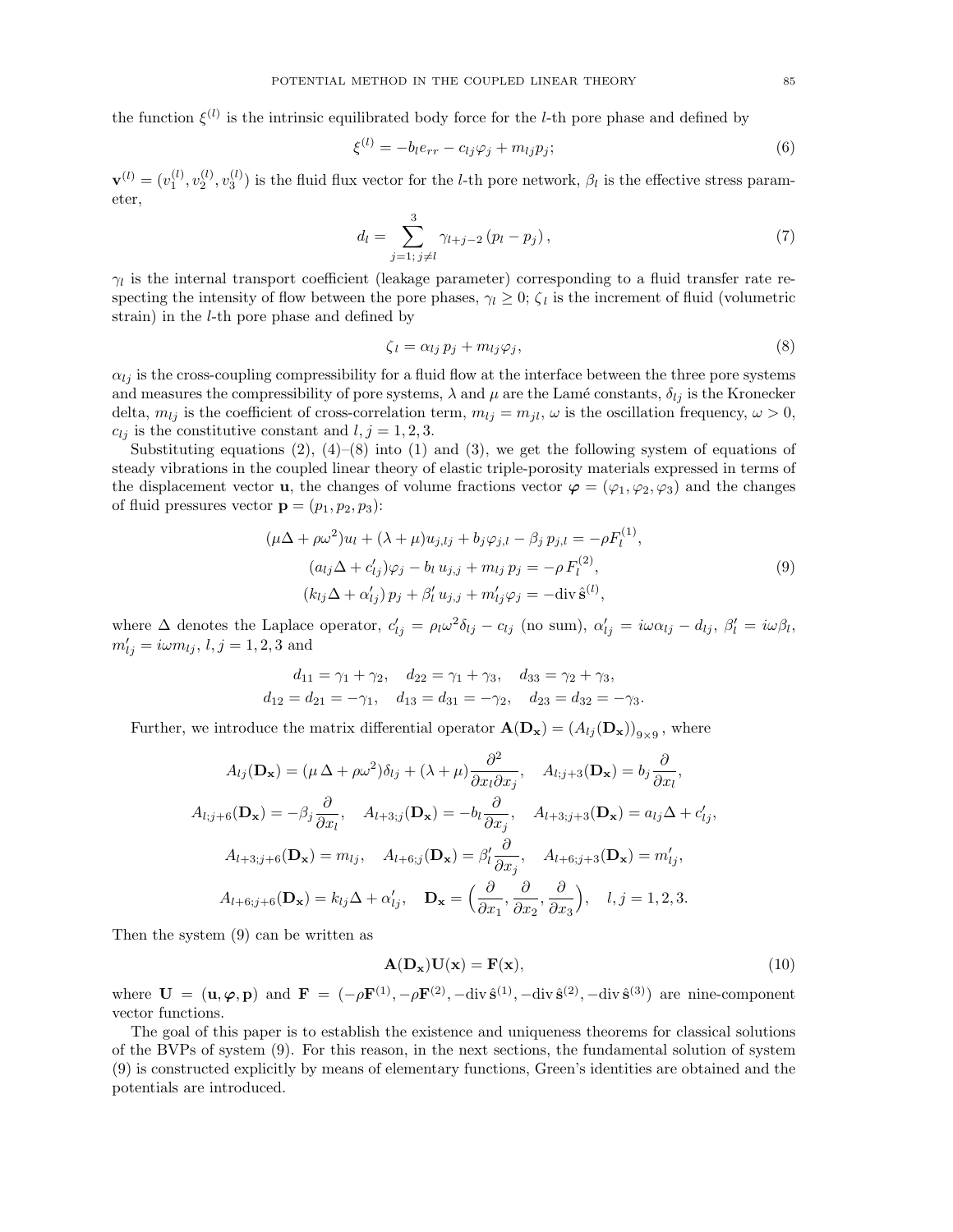the function $\xi^{(l)}$ is the intrinsic equilibrated body force for the $l$-th pore phase and defined by

$$\xi^{(l)} = -b_l e_{rr} - c_{lj}\varphi_j + m_{lj}p_j; \tag{6}$$

$\mathbf{v}^{(l)} = (v_1^{(l)}, v_2^{(l)}, v_3^{(l)})$ is the fluid flux vector for the $l$-th pore network, $\beta_l$ is the effective stress parameter,

$$d_l = \sum_{j=1;\, j\neq l}^{3} \gamma_{l+j-2}\,(p_l - p_j)\,, \tag{7}$$

$\gamma_l$ is the internal transport coefficient (leakage parameter) corresponding to a fluid transfer rate respecting the intensity of flow between the pore phases, $\gamma_l \geq 0$; $\zeta_l$ is the increment of fluid (volumetric strain) in the $l$-th pore phase and defined by

$$\zeta_l = \alpha_{lj}\, p_j + m_{lj}\varphi_j, \tag{8}$$

$\alpha_{lj}$ is the cross-coupling compressibility for a fluid flow at the interface between the three pore systems and measures the compressibility of pore systems, $\lambda$ and $\mu$ are the Lamé constants, $\delta_{lj}$ is the Kronecker delta, $m_{lj}$ is the coefficient of cross-correlation term, $m_{lj} = m_{jl}$, $\omega$ is the oscillation frequency, $\omega > 0$, $c_{lj}$ is the constitutive constant and $l, j = 1, 2, 3$.

Substituting equations (2), (4)–(8) into (1) and (3), we get the following system of equations of steady vibrations in the coupled linear theory of elastic triple-porosity materials expressed in terms of the displacement vector $\mathbf{u}$, the changes of volume fractions vector $\boldsymbol{\varphi} = (\varphi_1, \varphi_2, \varphi_3)$ and the changes of fluid pressures vector $\mathbf{p} = (p_1, p_2, p_3)$:

$$\begin{aligned}
(\mu\Delta + \rho\omega^2)u_l + (\lambda+\mu)u_{j,lj} + b_j\varphi_{j,l} - \beta_j\, p_{j,l} &= -\rho F_l^{(1)},\\
(a_{lj}\Delta + c'_{lj})\varphi_j - b_l\, u_{j,j} + m_{lj}\, p_j &= -\rho\, F_l^{(2)},\\
(k_{lj}\Delta + \alpha'_{lj})\, p_j + \beta'_l\, u_{j,j} + m'_{lj}\varphi_j &= -\operatorname{div}\hat{\mathbf{s}}^{(l)},
\end{aligned} \tag{9}$$

where $\Delta$ denotes the Laplace operator, $c'_{lj} = \rho_l\omega^2\delta_{lj} - c_{lj}$ (no sum), $\alpha'_{lj} = i\omega\alpha_{lj} - d_{lj}$, $\beta'_l = i\omega\beta_l$, $m'_{lj} = i\omega m_{lj}$, $l, j = 1, 2, 3$ and

$$\begin{gathered}
d_{11} = \gamma_1 + \gamma_2, \quad d_{22} = \gamma_1 + \gamma_3, \quad d_{33} = \gamma_2 + \gamma_3,\\
d_{12} = d_{21} = -\gamma_1, \quad d_{13} = d_{31} = -\gamma_2, \quad d_{23} = d_{32} = -\gamma_3.
\end{gathered}$$

Further, we introduce the matrix differential operator $\mathbf{A}(\mathbf{D_x}) = (A_{lj}(\mathbf{D_x}))_{9\times 9}$, where

$$\begin{gathered}
A_{lj}(\mathbf{D_x}) = (\mu\,\Delta + \rho\omega^2)\delta_{lj} + (\lambda+\mu)\frac{\partial^2}{\partial x_l \partial x_j}, \quad A_{l;j+3}(\mathbf{D_x}) = b_j\frac{\partial}{\partial x_l},\\
A_{l;j+6}(\mathbf{D_x}) = -\beta_j\frac{\partial}{\partial x_l}, \quad A_{l+3;j}(\mathbf{D_x}) = -b_l\frac{\partial}{\partial x_j}, \quad A_{l+3;j+3}(\mathbf{D_x}) = a_{lj}\Delta + c'_{lj},\\
A_{l+3;j+6}(\mathbf{D_x}) = m_{lj}, \quad A_{l+6;j}(\mathbf{D_x}) = \beta'_l\frac{\partial}{\partial x_j}, \quad A_{l+6;j+3}(\mathbf{D_x}) = m'_{lj},\\
A_{l+6;j+6}(\mathbf{D_x}) = k_{lj}\Delta + \alpha'_{lj}, \quad \mathbf{D_x} = \Big(\frac{\partial}{\partial x_1}, \frac{\partial}{\partial x_2}, \frac{\partial}{\partial x_3}\Big), \quad l, j = 1, 2, 3.
\end{gathered}$$

Then the system (9) can be written as

$$\mathbf{A}(\mathbf{D_x})\mathbf{U}(\mathbf{x}) = \mathbf{F}(\mathbf{x}), \tag{10}$$

where $\mathbf{U} = (\mathbf{u}, \boldsymbol{\varphi}, \mathbf{p})$ and $\mathbf{F} = (-\rho\mathbf{F}^{(1)}, -\rho\mathbf{F}^{(2)}, -\operatorname{div}\hat{\mathbf{s}}^{(1)}, -\operatorname{div}\hat{\mathbf{s}}^{(2)}, -\operatorname{div}\hat{\mathbf{s}}^{(3)})$ are nine-component vector functions.

The goal of this paper is to establish the existence and uniqueness theorems for classical solutions of the BVPs of system (9). For this reason, in the next sections, the fundamental solution of system (9) is constructed explicitly by means of elementary functions, Green's identities are obtained and the potentials are introduced.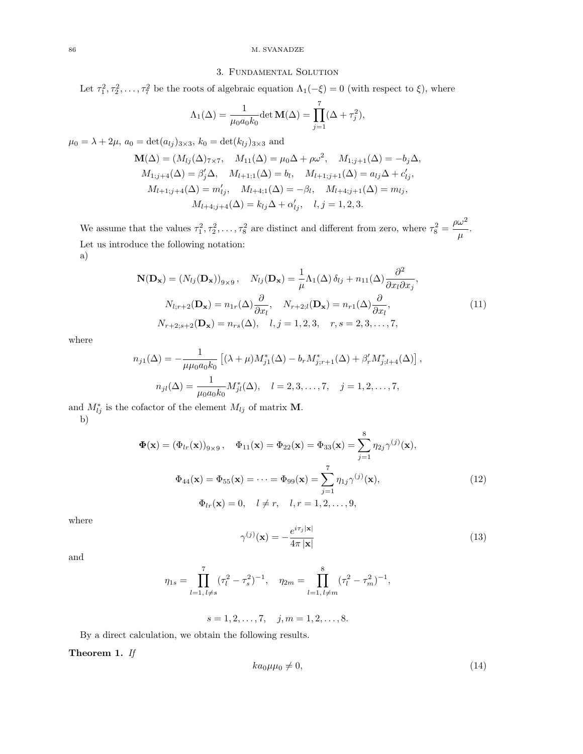## 3. Fundamental Solution

Let $\tau_1^2, \tau_2^2, \ldots, \tau_7^2$ be the roots of algebraic equation $\Lambda_1(-\xi) = 0$ (with respect to $\xi$), where

$$\Lambda_1(\Delta) = \frac{1}{\mu_0 a_0 k_0} \det \mathbf{M}(\Delta) = \prod_{j=1}^{7} (\Delta + \tau_j^2),$$

$\mu_0 = \lambda + 2\mu$, $a_0 = \det(a_{lj})_{3\times 3}$, $k_0 = \det(k_{lj})_{3\times 3}$ and

$$\mathbf{M}(\Delta) = (M_{lj}(\Delta))_{7\times 7}, \quad M_{11}(\Delta) = \mu_0 \Delta + \rho\omega^2, \quad M_{1;j+1}(\Delta) = -b_j \Delta,$$
$$M_{1;j+4}(\Delta) = \beta_j' \Delta, \quad M_{l+1;1}(\Delta) = b_l, \quad M_{l+1;j+1}(\Delta) = a_{lj}\Delta + c_{lj}',$$
$$M_{l+1;j+4}(\Delta) = m_{lj}', \quad M_{l+4;1}(\Delta) = -\beta_l, \quad M_{l+4;j+1}(\Delta) = m_{lj},$$
$$M_{l+4;j+4}(\Delta) = k_{lj}\Delta + \alpha_{lj}', \quad l, j = 1, 2, 3.$$

We assume that the values $\tau_1^2, \tau_2^2, \ldots, \tau_8^2$ are distinct and different from zero, where $\tau_8^2 = \dfrac{\rho\omega^2}{\mu}$.

Let us introduce the following notation:

a)

$$\begin{gathered}
\mathbf{N}(\mathbf{D_x}) = (N_{lj}(\mathbf{D_x}))_{9\times 9}, \quad N_{lj}(\mathbf{D_x}) = \frac{1}{\mu}\Lambda_1(\Delta)\,\delta_{lj} + n_{11}(\Delta)\frac{\partial^2}{\partial x_l \partial x_j}, \\
N_{l;r+2}(\mathbf{D_x}) = n_{1r}(\Delta)\frac{\partial}{\partial x_l}, \quad N_{r+2;l}(\mathbf{D_x}) = n_{r1}(\Delta)\frac{\partial}{\partial x_l}, \\
N_{r+2;s+2}(\mathbf{D_x}) = n_{rs}(\Delta), \quad l, j = 1, 2, 3, \quad r, s = 2, 3, \ldots, 7,
\end{gathered} \tag{11}$$

where

$$n_{j1}(\Delta) = -\frac{1}{\mu\mu_0 a_0 k_0}\left[(\lambda+\mu)M_{j1}^*(\Delta) - b_r M_{j;r+1}^*(\Delta) + \beta_r' M_{j;l+4}^*(\Delta)\right],$$

$$n_{jl}(\Delta) = \frac{1}{\mu_0 a_0 k_0} M_{jl}^*(\Delta), \quad l = 2, 3, \ldots, 7, \quad j = 1, 2, \ldots, 7,$$

and $M_{lj}^*$ is the cofactor of the element $M_{lj}$ of matrix $\mathbf{M}$.

b)

$$\begin{gathered}
\mathbf{\Phi}(\mathbf{x}) = (\Phi_{lr}(\mathbf{x}))_{9\times 9}, \quad \Phi_{11}(\mathbf{x}) = \Phi_{22}(\mathbf{x}) = \Phi_{33}(\mathbf{x}) = \sum_{j=1}^{8} \eta_{2j}\gamma^{(j)}(\mathbf{x}), \\
\Phi_{44}(\mathbf{x}) = \Phi_{55}(\mathbf{x}) = \cdots = \Phi_{99}(\mathbf{x}) = \sum_{j=1}^{7} \eta_{1j}\gamma^{(j)}(\mathbf{x}), \\
\Phi_{lr}(\mathbf{x}) = 0, \quad l \neq r, \quad l, r = 1, 2, \ldots, 9,
\end{gathered} \tag{12}$$

where

$$\gamma^{(j)}(\mathbf{x}) = -\frac{e^{i\tau_j|\mathbf{x}|}}{4\pi|\mathbf{x}|} \tag{13}$$

and

$$\eta_{1s} = \prod_{l=1,\, l\neq s}^{7} (\tau_l^2 - \tau_s^2)^{-1}, \quad \eta_{2m} = \prod_{l=1,\, l\neq m}^{8} (\tau_l^2 - \tau_m^2)^{-1},$$

$$s = 1, 2, \ldots, 7, \quad j, m = 1, 2, \ldots, 8.$$

By a direct calculation, we obtain the following results.

**Theorem 1.** *If*

$$k a_0 \mu\mu_0 \neq 0, \tag{14}$$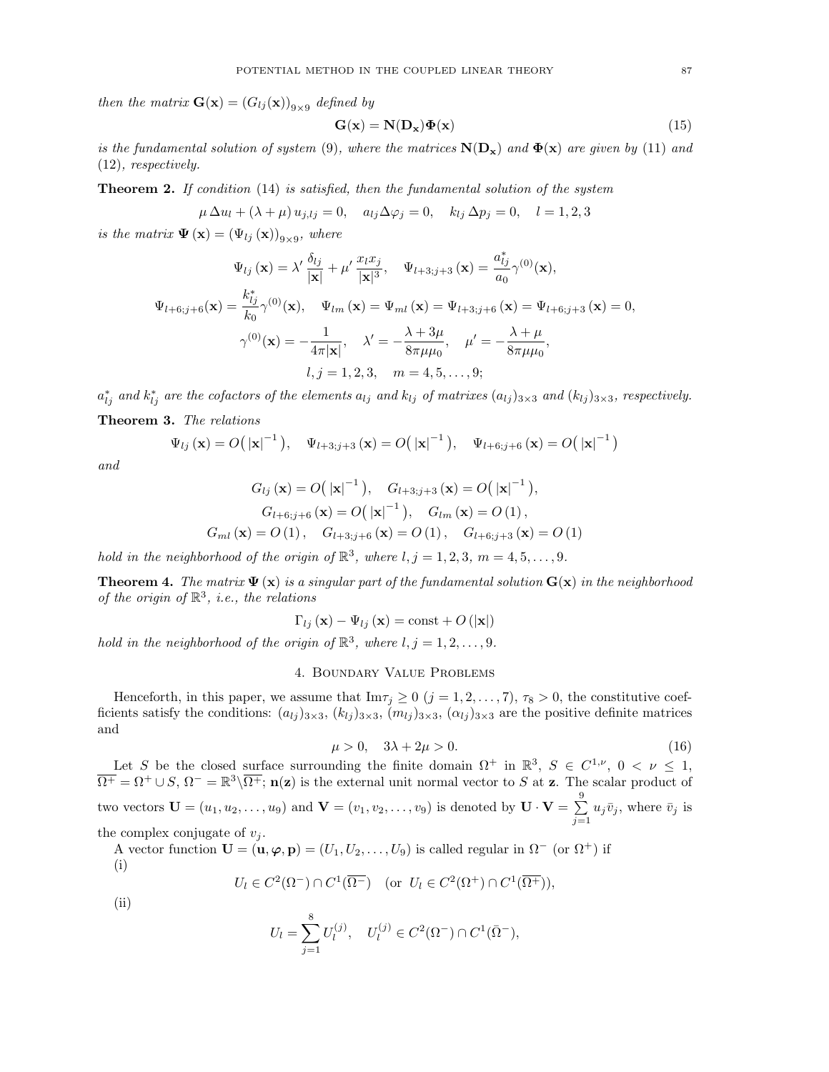*then the matrix* $\mathbf{G}(\mathbf{x}) = (G_{lj}(\mathbf{x}))_{9\times 9}$ *defined by*

$$\mathbf{G}(\mathbf{x}) = \mathbf{N}(\mathbf{D_x})\mathbf{\Phi}(\mathbf{x}) \tag{15}$$

*is the fundamental solution of system* (9)*, where the matrices* $\mathbf{N}(\mathbf{D_x})$ *and* $\mathbf{\Phi}(\mathbf{x})$ *are given by* (11) *and* (12)*, respectively.*

**Theorem 2.** *If condition* (14) *is satisfied, then the fundamental solution of the system*

$$\mu\,\Delta u_l + (\lambda+\mu)\,u_{j,lj} = 0, \quad a_{lj}\Delta\varphi_j = 0, \quad k_{lj}\,\Delta p_j = 0, \quad l = 1,2,3$$

*is the matrix* $\mathbf{\Psi}(\mathbf{x}) = (\Psi_{lj}(\mathbf{x}))_{9\times 9}$*, where*

$$\Psi_{lj}(\mathbf{x}) = \lambda'\,\frac{\delta_{lj}}{|\mathbf{x}|} + \mu'\,\frac{x_l x_j}{|\mathbf{x}|^3}, \quad \Psi_{l+3;j+3}(\mathbf{x}) = \frac{a^*_{lj}}{a_0}\gamma^{(0)}(\mathbf{x}),$$

$$\Psi_{l+6;j+6}(\mathbf{x}) = \frac{k^*_{lj}}{k_0}\gamma^{(0)}(\mathbf{x}), \quad \Psi_{lm}(\mathbf{x}) = \Psi_{ml}(\mathbf{x}) = \Psi_{l+3;j+6}(\mathbf{x}) = \Psi_{l+6;j+3}(\mathbf{x}) = 0,$$

$$\gamma^{(0)}(\mathbf{x}) = -\frac{1}{4\pi|\mathbf{x}|}, \quad \lambda' = -\frac{\lambda+3\mu}{8\pi\mu\mu_0}, \quad \mu' = -\frac{\lambda+\mu}{8\pi\mu\mu_0},$$

$$l,j = 1,2,3, \quad m = 4,5,\ldots,9;$$

$a^*_{lj}$ *and* $k^*_{lj}$ *are the cofactors of the elements* $a_{lj}$ *and* $k_{lj}$ *of matrixes* $(a_{lj})_{3\times 3}$ *and* $(k_{lj})_{3\times 3}$*, respectively.*

**Theorem 3.** *The relations*

$$\Psi_{lj}(\mathbf{x}) = O\big(|\mathbf{x}|^{-1}\big), \quad \Psi_{l+3;j+3}(\mathbf{x}) = O\big(|\mathbf{x}|^{-1}\big), \quad \Psi_{l+6;j+6}(\mathbf{x}) = O\big(|\mathbf{x}|^{-1}\big)$$

*and*

$$G_{lj}(\mathbf{x}) = O\big(|\mathbf{x}|^{-1}\big), \quad G_{l+3;j+3}(\mathbf{x}) = O\big(|\mathbf{x}|^{-1}\big),$$

$$G_{l+6;j+6}(\mathbf{x}) = O\big(|\mathbf{x}|^{-1}\big), \quad G_{lm}(\mathbf{x}) = O(1),$$

$$G_{ml}(\mathbf{x}) = O(1), \quad G_{l+3;j+6}(\mathbf{x}) = O(1), \quad G_{l+6;j+3}(\mathbf{x}) = O(1)$$

*hold in the neighborhood of the origin of* $\mathbb{R}^3$*, where* $l,j = 1,2,3$*,* $m = 4,5,\ldots,9$*.*

**Theorem 4.** *The matrix* $\mathbf{\Psi}(\mathbf{x})$ *is a singular part of the fundamental solution* $\mathbf{G}(\mathbf{x})$ *in the neighborhood of the origin of* $\mathbb{R}^3$*, i.e., the relations*

$$\Gamma_{lj}(\mathbf{x}) - \Psi_{lj}(\mathbf{x}) = \text{const} + O(|\mathbf{x}|)$$

*hold in the neighborhood of the origin of* $\mathbb{R}^3$*, where* $l,j = 1,2,\ldots,9$*.*

## 4. Boundary Value Problems

Henceforth, in this paper, we assume that $\text{Im}\tau_j \ge 0$ $(j = 1,2,\ldots,7)$, $\tau_8 > 0$, the constitutive coefficients satisfy the conditions: $(a_{lj})_{3\times 3}$, $(k_{lj})_{3\times 3}$, $(m_{lj})_{3\times 3}$, $(\alpha_{lj})_{3\times 3}$ are the positive definite matrices and

$$\mu > 0, \quad 3\lambda + 2\mu > 0. \tag{16}$$

Let $S$ be the closed surface surrounding the finite domain $\Omega^+$ in $\mathbb{R}^3$, $S \in C^{1,\nu}$, $0 < \nu \le 1$, $\overline{\Omega^+} = \Omega^+ \cup S$, $\Omega^- = \mathbb{R}^3 \backslash \overline{\Omega^+}$; $\mathbf{n}(\mathbf{z})$ is the external unit normal vector to $S$ at $\mathbf{z}$. The scalar product of two vectors $\mathbf{U} = (u_1, u_2, \ldots, u_9)$ and $\mathbf{V} = (v_1, v_2, \ldots, v_9)$ is denoted by $\mathbf{U}\cdot\mathbf{V} = \sum\limits_{j=1}^{9} u_j \bar{v}_j$, where $\bar{v}_j$ is the complex conjugate of $v_j$.

A vector function $\mathbf{U} = (\mathbf{u}, \boldsymbol{\varphi}, \mathbf{p}) = (U_1, U_2, \ldots, U_9)$ is called regular in $\Omega^-$ (or $\Omega^+$) if

(i)

$$U_l \in C^2(\Omega^-) \cap C^1(\overline{\Omega^-}) \quad (\text{or } U_l \in C^2(\Omega^+) \cap C^1(\overline{\Omega^+})),$$

(ii)

$$U_l = \sum_{j=1}^{8} U_l^{(j)}, \quad U_l^{(j)} \in C^2(\Omega^-) \cap C^1(\bar{\Omega}^-),$$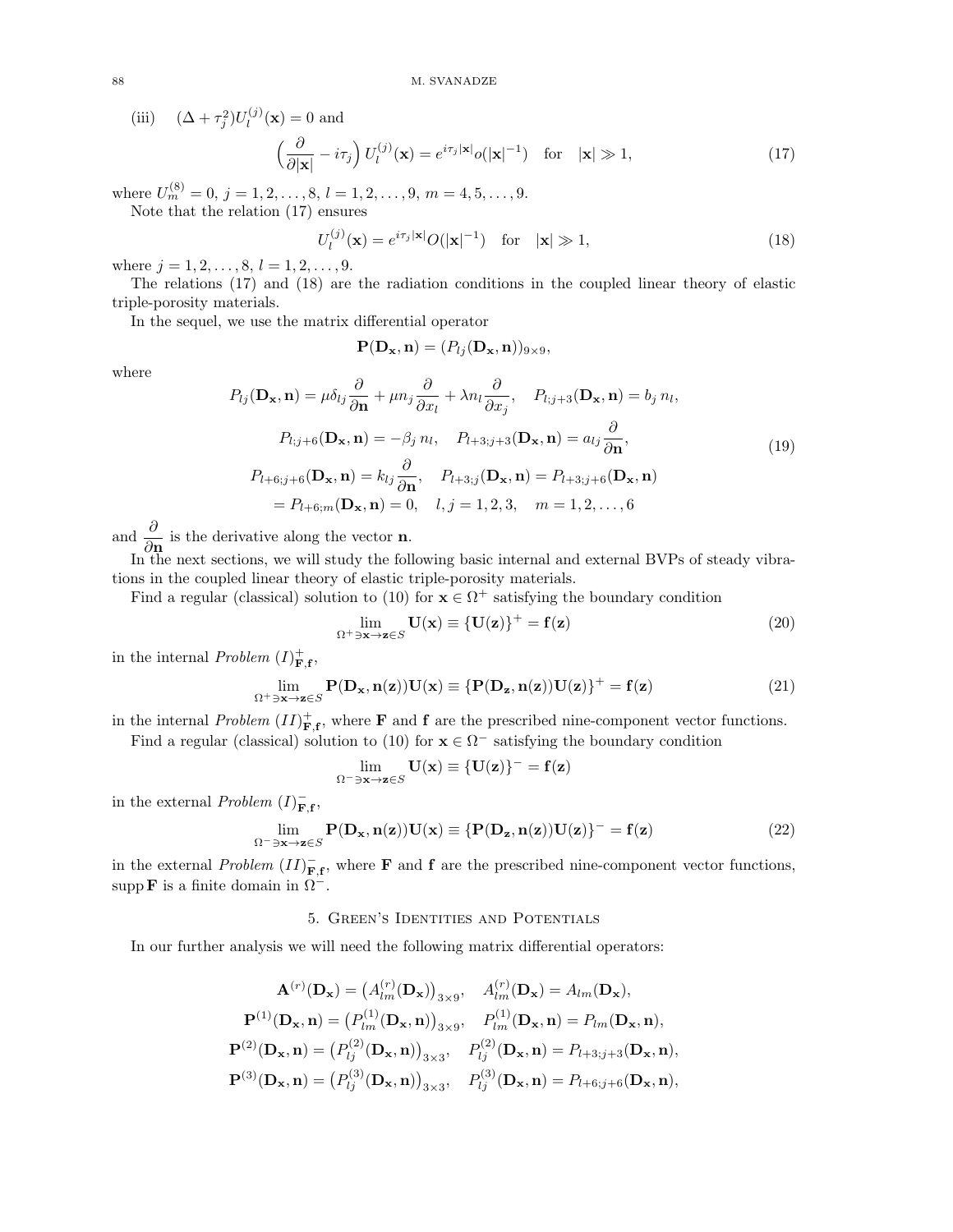(iii) $\quad (\Delta + \tau_j^2) U_l^{(j)}(\mathbf{x}) = 0$ and

$$\left(\frac{\partial}{\partial |\mathbf{x}|} - i\tau_j\right) U_l^{(j)}(\mathbf{x}) = e^{i\tau_j |\mathbf{x}|} o(|\mathbf{x}|^{-1}) \quad \text{for} \quad |\mathbf{x}| \gg 1, \tag{17}$$

where $U_m^{(8)} = 0$, $j = 1, 2, \dots, 8$, $l = 1, 2, \dots, 9$, $m = 4, 5, \dots, 9$.

Note that the relation (17) ensures

$$U_l^{(j)}(\mathbf{x}) = e^{i\tau_j |\mathbf{x}|} O(|\mathbf{x}|^{-1}) \quad \text{for} \quad |\mathbf{x}| \gg 1, \tag{18}$$

where $j = 1, 2, \dots, 8$, $l = 1, 2, \dots, 9$.

The relations (17) and (18) are the radiation conditions in the coupled linear theory of elastic triple-porosity materials.

In the sequel, we use the matrix differential operator

$$\mathbf{P}(\mathbf{D_x}, \mathbf{n}) = (P_{lj}(\mathbf{D_x}, \mathbf{n}))_{9\times 9},$$

where

$$\begin{gathered}
P_{lj}(\mathbf{D_x}, \mathbf{n}) = \mu \delta_{lj} \frac{\partial}{\partial \mathbf{n}} + \mu n_j \frac{\partial}{\partial x_l} + \lambda n_l \frac{\partial}{\partial x_j}, \quad P_{l;j+3}(\mathbf{D_x}, \mathbf{n}) = b_j\, n_l, \\
P_{l;j+6}(\mathbf{D_x}, \mathbf{n}) = -\beta_j\, n_l, \quad P_{l+3;j+3}(\mathbf{D_x}, \mathbf{n}) = a_{lj} \frac{\partial}{\partial \mathbf{n}}, \\
P_{l+6;j+6}(\mathbf{D_x}, \mathbf{n}) = k_{lj} \frac{\partial}{\partial \mathbf{n}}, \quad P_{l+3;j}(\mathbf{D_x}, \mathbf{n}) = P_{l+3;j+6}(\mathbf{D_x}, \mathbf{n}) \\
= P_{l+6;m}(\mathbf{D_x}, \mathbf{n}) = 0, \quad l, j = 1, 2, 3, \quad m = 1, 2, \dots, 6
\end{gathered} \tag{19}$$

and $\dfrac{\partial}{\partial \mathbf{n}}$ is the derivative along the vector $\mathbf{n}$.

In the next sections, we will study the following basic internal and external BVPs of steady vibrations in the coupled linear theory of elastic triple-porosity materials.

Find a regular (classical) solution to (10) for $\mathbf{x} \in \Omega^+$ satisfying the boundary condition

$$\lim_{\Omega^+ \ni \mathbf{x} \to \mathbf{z} \in S} \mathbf{U}(\mathbf{x}) \equiv \{\mathbf{U}(\mathbf{z})\}^+ = \mathbf{f}(\mathbf{z}) \tag{20}$$

in the internal *Problem* $(I)^+_{\mathbf{F},\mathbf{f}}$,

$$\lim_{\Omega^+ \ni \mathbf{x} \to \mathbf{z} \in S} \mathbf{P}(\mathbf{D_x}, \mathbf{n}(\mathbf{z})) \mathbf{U}(\mathbf{x}) \equiv \{\mathbf{P}(\mathbf{D_z}, \mathbf{n}(\mathbf{z})) \mathbf{U}(\mathbf{z})\}^+ = \mathbf{f}(\mathbf{z}) \tag{21}$$

in the internal *Problem* $(II)^+_{\mathbf{F},\mathbf{f}}$, where $\mathbf{F}$ and $\mathbf{f}$ are the prescribed nine-component vector functions.

Find a regular (classical) solution to (10) for $\mathbf{x} \in \Omega^-$ satisfying the boundary condition

$$\lim_{\Omega^- \ni \mathbf{x} \to \mathbf{z} \in S} \mathbf{U}(\mathbf{x}) \equiv \{\mathbf{U}(\mathbf{z})\}^- = \mathbf{f}(\mathbf{z})$$

in the external *Problem* $(I)^-_{\mathbf{F},\mathbf{f}}$,

$$\lim_{\Omega^- \ni \mathbf{x} \to \mathbf{z} \in S} \mathbf{P}(\mathbf{D_x}, \mathbf{n}(\mathbf{z})) \mathbf{U}(\mathbf{x}) \equiv \{\mathbf{P}(\mathbf{D_z}, \mathbf{n}(\mathbf{z})) \mathbf{U}(\mathbf{z})\}^- = \mathbf{f}(\mathbf{z}) \tag{22}$$

in the external *Problem* $(II)^-_{\mathbf{F},\mathbf{f}}$, where $\mathbf{F}$ and $\mathbf{f}$ are the prescribed nine-component vector functions, $\operatorname{supp} \mathbf{F}$ is a finite domain in $\Omega^-$.

## 5. Green's Identities and Potentials

In our further analysis we will need the following matrix differential operators:

$$\begin{gathered}
\mathbf{A}^{(r)}(\mathbf{D_x}) = \left(A^{(r)}_{lm}(\mathbf{D_x})\right)_{3\times 9}, \quad A^{(r)}_{lm}(\mathbf{D_x}) = A_{lm}(\mathbf{D_x}), \\
\mathbf{P}^{(1)}(\mathbf{D_x}, \mathbf{n}) = \left(P^{(1)}_{lm}(\mathbf{D_x}, \mathbf{n})\right)_{3\times 9}, \quad P^{(1)}_{lm}(\mathbf{D_x}, \mathbf{n}) = P_{lm}(\mathbf{D_x}, \mathbf{n}), \\
\mathbf{P}^{(2)}(\mathbf{D_x}, \mathbf{n}) = \left(P^{(2)}_{lj}(\mathbf{D_x}, \mathbf{n})\right)_{3\times 3}, \quad P^{(2)}_{lj}(\mathbf{D_x}, \mathbf{n}) = P_{l+3;j+3}(\mathbf{D_x}, \mathbf{n}), \\
\mathbf{P}^{(3)}(\mathbf{D_x}, \mathbf{n}) = \left(P^{(3)}_{lj}(\mathbf{D_x}, \mathbf{n})\right)_{3\times 3}, \quad P^{(3)}_{lj}(\mathbf{D_x}, \mathbf{n}) = P_{l+6;j+6}(\mathbf{D_x}, \mathbf{n}),
\end{gathered}$$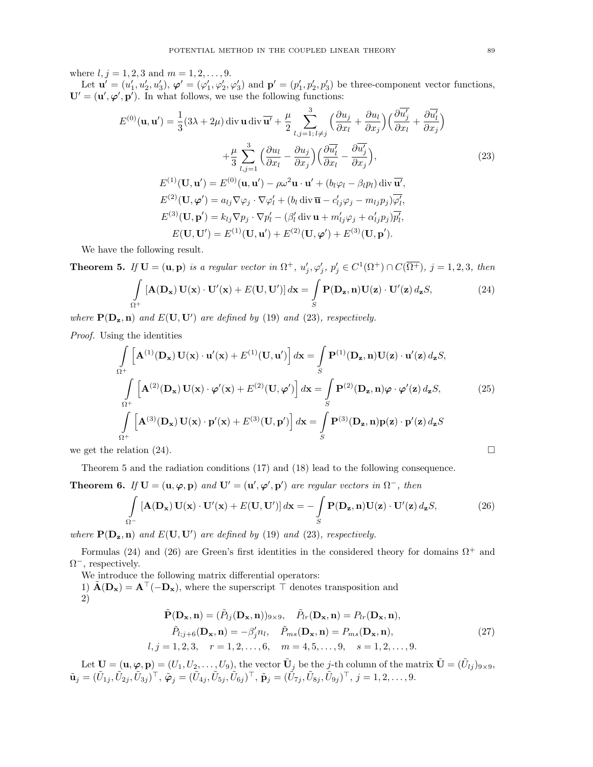where $l, j = 1, 2, 3$ and $m = 1, 2, \ldots, 9$.

Let $\mathbf{u}' = (u_1', u_2', u_3')$, $\boldsymbol{\varphi}' = (\varphi_1', \varphi_2', \varphi_3')$ and $\mathbf{p}' = (p_1', p_2', p_3')$ be three-component vector functions, $\mathbf{U}' = (\mathbf{u}', \boldsymbol{\varphi}', \mathbf{p}')$. In what follows, we use the following functions:

$$
\begin{aligned}
E^{(0)}(\mathbf{u}, \mathbf{u}') &= \frac{1}{3}(3\lambda + 2\mu) \operatorname{div} \mathbf{u} \operatorname{div} \overline{\mathbf{u}'} + \frac{\mu}{2} \sum_{l,j=1;\, l\neq j}^{3} \Big(\frac{\partial u_j}{\partial x_l} + \frac{\partial u_l}{\partial x_j}\Big)\Big(\frac{\partial \overline{u_j'}}{\partial x_l} + \frac{\partial \overline{u_l'}}{\partial x_j}\Big) \\
&\quad + \frac{\mu}{3} \sum_{l,j=1}^{3} \Big(\frac{\partial u_l}{\partial x_l} - \frac{\partial u_j}{\partial x_j}\Big)\Big(\frac{\partial \overline{u_l'}}{\partial x_l} - \frac{\partial \overline{u_j'}}{\partial x_j}\Big), \\
E^{(1)}(\mathbf{U}, \mathbf{u}') &= E^{(0)}(\mathbf{u}, \mathbf{u}') - \rho\omega^2 \mathbf{u} \cdot \mathbf{u}' + (b_l \varphi_l - \beta_l p_l) \operatorname{div} \overline{\mathbf{u}'}, \\
E^{(2)}(\mathbf{U}, \boldsymbol{\varphi}') &= a_{lj} \nabla \varphi_j \cdot \nabla \varphi_l' + (b_l \operatorname{div} \overline{\mathbf{u}} - c_{lj}' \varphi_j - m_{lj} p_j) \overline{\varphi_l'}, \\
E^{(3)}(\mathbf{U}, \mathbf{p}') &= k_{lj} \nabla p_j \cdot \nabla p_l' - (\beta_l' \operatorname{div} \mathbf{u} + m_{lj}' \varphi_j + \alpha_{lj}' p_j) \overline{p_l'}, \\
E(\mathbf{U}, \mathbf{U}') &= E^{(1)}(\mathbf{U}, \mathbf{u}') + E^{(2)}(\mathbf{U}, \boldsymbol{\varphi}') + E^{(3)}(\mathbf{U}, \mathbf{p}').
\end{aligned}
\tag{23}
$$

We have the following result.

**Theorem 5.** *If $\mathbf{U} = (\mathbf{u}, \mathbf{p})$ is a regular vector in $\Omega^+$, $u_j', \varphi_j', p_j' \in C^1(\Omega^+) \cap C(\overline{\Omega^+})$, $j = 1, 2, 3$, then*

$$
\int\limits_{\Omega^+} [\mathbf{A}(\mathbf{D}_\mathbf{x})\, \mathbf{U}(\mathbf{x}) \cdot \mathbf{U}'(\mathbf{x}) + E(\mathbf{U}, \mathbf{U}')]\, d\mathbf{x} = \int\limits_{S} \mathbf{P}(\mathbf{D}_\mathbf{z}, \mathbf{n}) \mathbf{U}(\mathbf{z}) \cdot \mathbf{U}'(\mathbf{z})\, d_\mathbf{z} S, \tag{24}
$$

*where $\mathbf{P}(\mathbf{D}_\mathbf{z}, \mathbf{n})$ and $E(\mathbf{U}, \mathbf{U}')$ are defined by (19) and (23), respectively.*

*Proof.* Using the identities

$$
\begin{aligned}
\int\limits_{\Omega^+} \Big[\mathbf{A}^{(1)}(\mathbf{D}_\mathbf{x})\, \mathbf{U}(\mathbf{x}) \cdot \mathbf{u}'(\mathbf{x}) + E^{(1)}(\mathbf{U}, \mathbf{u}')\Big]\, d\mathbf{x} &= \int\limits_{S} \mathbf{P}^{(1)}(\mathbf{D}_\mathbf{z}, \mathbf{n}) \mathbf{U}(\mathbf{z}) \cdot \mathbf{u}'(\mathbf{z})\, d_\mathbf{z} S, \\
\int\limits_{\Omega^+} \Big[\mathbf{A}^{(2)}(\mathbf{D}_\mathbf{x})\, \mathbf{U}(\mathbf{x}) \cdot \boldsymbol{\varphi}'(\mathbf{x}) + E^{(2)}(\mathbf{U}, \boldsymbol{\varphi}')\Big]\, d\mathbf{x} &= \int\limits_{S} \mathbf{P}^{(2)}(\mathbf{D}_\mathbf{z}, \mathbf{n}) \boldsymbol{\varphi} \cdot \boldsymbol{\varphi}'(\mathbf{z})\, d_\mathbf{z} S, \\
\int\limits_{\Omega^+} \Big[\mathbf{A}^{(3)}(\mathbf{D}_\mathbf{x})\, \mathbf{U}(\mathbf{x}) \cdot \mathbf{p}'(\mathbf{x}) + E^{(3)}(\mathbf{U}, \mathbf{p}')\Big]\, d\mathbf{x} &= \int\limits_{S} \mathbf{P}^{(3)}(\mathbf{D}_\mathbf{z}, \mathbf{n}) \mathbf{p}(\mathbf{z}) \cdot \mathbf{p}'(\mathbf{z})\, d_\mathbf{z} S
\end{aligned}
\tag{25}
$$

we get the relation (24). $\square$

Theorem 5 and the radiation conditions (17) and (18) lead to the following consequence.

**Theorem 6.** *If $\mathbf{U} = (\mathbf{u}, \boldsymbol{\varphi}, \mathbf{p})$ and $\mathbf{U}' = (\mathbf{u}', \boldsymbol{\varphi}', \mathbf{p}')$ are regular vectors in $\Omega^-$, then*

$$
\int\limits_{\Omega^-} [\mathbf{A}(\mathbf{D}_\mathbf{x})\, \mathbf{U}(\mathbf{x}) \cdot \mathbf{U}'(\mathbf{x}) + E(\mathbf{U}, \mathbf{U}')]\, d\mathbf{x} = -\int\limits_{S} \mathbf{P}(\mathbf{D}_\mathbf{z}, \mathbf{n}) \mathbf{U}(\mathbf{z}) \cdot \mathbf{U}'(\mathbf{z})\, d_\mathbf{z} S, \tag{26}
$$

*where $\mathbf{P}(\mathbf{D}_\mathbf{z}, \mathbf{n})$ and $E(\mathbf{U}, \mathbf{U}')$ are defined by (19) and (23), respectively.*

Formulas (24) and (26) are Green's first identities in the considered theory for domains $\Omega^+$ and $\Omega^-$, respectively.

We introduce the following matrix differential operators:

1) $\tilde{\mathbf{A}}(\mathbf{D}_\mathbf{x}) = \mathbf{A}^\top(-\mathbf{D}_\mathbf{x})$, where the superscript $\top$ denotes transposition and

2)

$$
\begin{gathered}
\tilde{\mathbf{P}}(\mathbf{D}_\mathbf{x}, \mathbf{n}) = (\tilde{P}_{lj}(\mathbf{D}_\mathbf{x}, \mathbf{n}))_{9\times 9}, \quad \tilde{P}_{lr}(\mathbf{D}_\mathbf{x}, \mathbf{n}) = P_{lr}(\mathbf{D}_\mathbf{x}, \mathbf{n}), \\
\tilde{P}_{l;j+6}(\mathbf{D}_\mathbf{x}, \mathbf{n}) = -\beta_j' n_l, \quad \tilde{P}_{ms}(\mathbf{D}_\mathbf{x}, \mathbf{n}) = P_{ms}(\mathbf{D}_\mathbf{x}, \mathbf{n}), \\
l, j = 1, 2, 3, \quad r = 1, 2, \ldots, 6, \quad m = 4, 5, \ldots, 9, \quad s = 1, 2, \ldots, 9.
\end{gathered}
\tag{27}
$$

Let $\mathbf{U} = (\mathbf{u}, \boldsymbol{\varphi}, \mathbf{p}) = (U_1, U_2, \ldots, U_9)$, the vector $\tilde{\mathbf{U}}_j$ be the $j$-th column of the matrix $\tilde{\mathbf{U}} = (\tilde{U}_{lj})_{9\times 9}$, $\tilde{\mathbf{u}}_j = (\tilde{U}_{1j}, \tilde{U}_{2j}, \tilde{U}_{3j})^\top$, $\tilde{\boldsymbol{\varphi}}_j = (\tilde{U}_{4j}, \tilde{U}_{5j}, \tilde{U}_{6j})^\top$, $\tilde{\mathbf{p}}_j = (\tilde{U}_{7j}, \tilde{U}_{8j}, \tilde{U}_{9j})^\top$, $j = 1, 2, \ldots, 9$.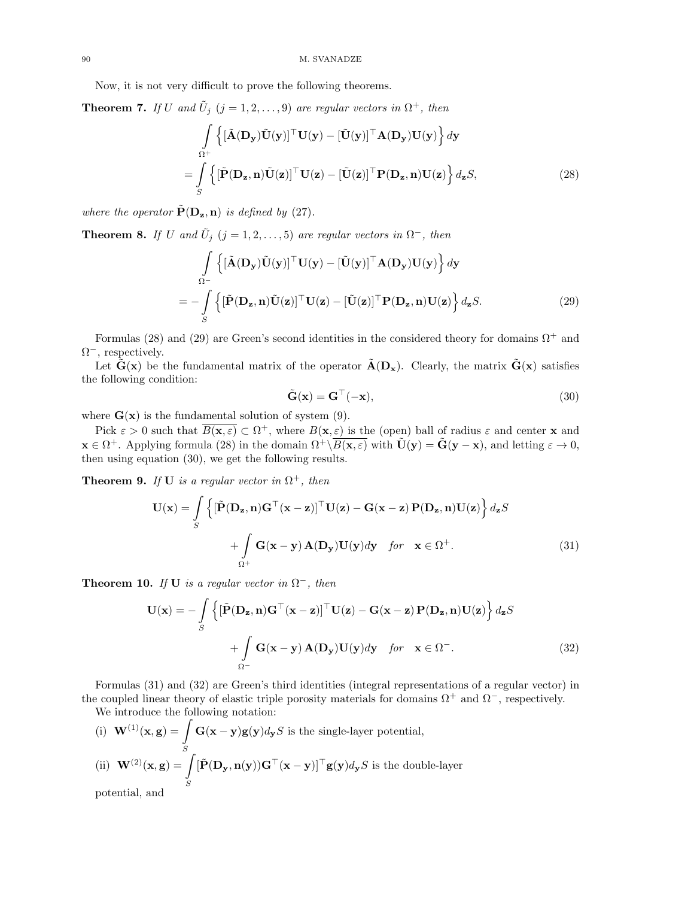Now, it is not very difficult to prove the following theorems.

**Theorem 7.** *If $U$ and $\tilde{U}_j$ $(j = 1, 2, \ldots, 9)$ are regular vectors in $\Omega^+$, then*

$$
\begin{aligned}
&\int_{\Omega^+} \left\{ [\tilde{\mathbf{A}}(\mathbf{D_y})\tilde{\mathbf{U}}(\mathbf{y})]^\top \mathbf{U}(\mathbf{y}) - [\tilde{\mathbf{U}}(\mathbf{y})]^\top \mathbf{A}(\mathbf{D_y})\mathbf{U}(\mathbf{y}) \right\} d\mathbf{y} \\
&= \int_S \left\{ [\tilde{\mathbf{P}}(\mathbf{D_z}, \mathbf{n})\tilde{\mathbf{U}}(\mathbf{z})]^\top \mathbf{U}(\mathbf{z}) - [\tilde{\mathbf{U}}(\mathbf{z})]^\top \mathbf{P}(\mathbf{D_z}, \mathbf{n})\mathbf{U}(\mathbf{z}) \right\} d_{\mathbf{z}}S,
\end{aligned}
\tag{28}
$$

*where the operator $\tilde{\mathbf{P}}(\mathbf{D_z}, \mathbf{n})$ is defined by (27).*

**Theorem 8.** *If $U$ and $\tilde{U}_j$ $(j = 1, 2, \ldots, 5)$ are regular vectors in $\Omega^-$, then*

$$
\begin{aligned}
&\int_{\Omega^-} \left\{ [\tilde{\mathbf{A}}(\mathbf{D_y})\tilde{\mathbf{U}}(\mathbf{y})]^\top \mathbf{U}(\mathbf{y}) - [\tilde{\mathbf{U}}(\mathbf{y})]^\top \mathbf{A}(\mathbf{D_y})\mathbf{U}(\mathbf{y}) \right\} d\mathbf{y} \\
&= -\int_S \left\{ [\tilde{\mathbf{P}}(\mathbf{D_z}, \mathbf{n})\tilde{\mathbf{U}}(\mathbf{z})]^\top \mathbf{U}(\mathbf{z}) - [\tilde{\mathbf{U}}(\mathbf{z})]^\top \mathbf{P}(\mathbf{D_z}, \mathbf{n})\mathbf{U}(\mathbf{z}) \right\} d_{\mathbf{z}}S.
\end{aligned}
\tag{29}
$$

Formulas (28) and (29) are Green's second identities in the considered theory for domains $\Omega^+$ and $\Omega^-$, respectively.

Let $\tilde{\mathbf{G}}(\mathbf{x})$ be the fundamental matrix of the operator $\tilde{\mathbf{A}}(\mathbf{D_x})$. Clearly, the matrix $\tilde{\mathbf{G}}(\mathbf{x})$ satisfies the following condition:

$$
\tilde{\mathbf{G}}(\mathbf{x}) = \mathbf{G}^\top(-\mathbf{x}), \tag{30}
$$

where $\mathbf{G}(\mathbf{x})$ is the fundamental solution of system (9).

Pick $\varepsilon > 0$ such that $\overline{B(\mathbf{x}, \varepsilon)} \subset \Omega^+$, where $B(\mathbf{x}, \varepsilon)$ is the (open) ball of radius $\varepsilon$ and center $\mathbf{x}$ and $\mathbf{x} \in \Omega^+$. Applying formula (28) in the domain $\Omega^+ \backslash \overline{B(\mathbf{x}, \varepsilon)}$ with $\tilde{\mathbf{U}}(\mathbf{y}) = \tilde{\mathbf{G}}(\mathbf{y} - \mathbf{x})$, and letting $\varepsilon \to 0$, then using equation (30), we get the following results.

**Theorem 9.** *If $\mathbf{U}$ is a regular vector in $\Omega^+$, then*

$$
\begin{aligned}
\mathbf{U}(\mathbf{x}) = &\int_S \left\{ [\tilde{\mathbf{P}}(\mathbf{D_z}, \mathbf{n})\mathbf{G}^\top(\mathbf{x} - \mathbf{z})]^\top \mathbf{U}(\mathbf{z}) - \mathbf{G}(\mathbf{x} - \mathbf{z})\, \mathbf{P}(\mathbf{D_z}, \mathbf{n})\mathbf{U}(\mathbf{z}) \right\} d_{\mathbf{z}}S \\
&+ \int_{\Omega^+} \mathbf{G}(\mathbf{x} - \mathbf{y})\, \mathbf{A}(\mathbf{D_y})\mathbf{U}(\mathbf{y}) d\mathbf{y} \quad \text{for} \quad \mathbf{x} \in \Omega^+.
\end{aligned}
\tag{31}
$$

**Theorem 10.** *If $\mathbf{U}$ is a regular vector in $\Omega^-$, then*

$$
\begin{aligned}
\mathbf{U}(\mathbf{x}) = -&\int_S \left\{ [\tilde{\mathbf{P}}(\mathbf{D_z}, \mathbf{n})\mathbf{G}^\top(\mathbf{x} - \mathbf{z})]^\top \mathbf{U}(\mathbf{z}) - \mathbf{G}(\mathbf{x} - \mathbf{z})\, \mathbf{P}(\mathbf{D_z}, \mathbf{n})\mathbf{U}(\mathbf{z}) \right\} d_{\mathbf{z}}S \\
&+ \int_{\Omega^-} \mathbf{G}(\mathbf{x} - \mathbf{y})\, \mathbf{A}(\mathbf{D_y})\mathbf{U}(\mathbf{y}) d\mathbf{y} \quad \text{for} \quad \mathbf{x} \in \Omega^-.
\end{aligned}
\tag{32}
$$

Formulas (31) and (32) are Green's third identities (integral representations of a regular vector) in the coupled linear theory of elastic triple porosity materials for domains $\Omega^+$ and $\Omega^-$, respectively.

We introduce the following notation:

(i) $\mathbf{W}^{(1)}(\mathbf{x}, \mathbf{g}) = \int_S \mathbf{G}(\mathbf{x} - \mathbf{y})\mathbf{g}(\mathbf{y}) d_{\mathbf{y}}S$ is the single-layer potential,

(ii) $\mathbf{W}^{(2)}(\mathbf{x}, \mathbf{g}) = \int_S [\tilde{\mathbf{P}}(\mathbf{D_y}, \mathbf{n}(\mathbf{y}))\mathbf{G}^\top(\mathbf{x} - \mathbf{y})]^\top \mathbf{g}(\mathbf{y}) d_{\mathbf{y}}S$ is the double-layer potential, and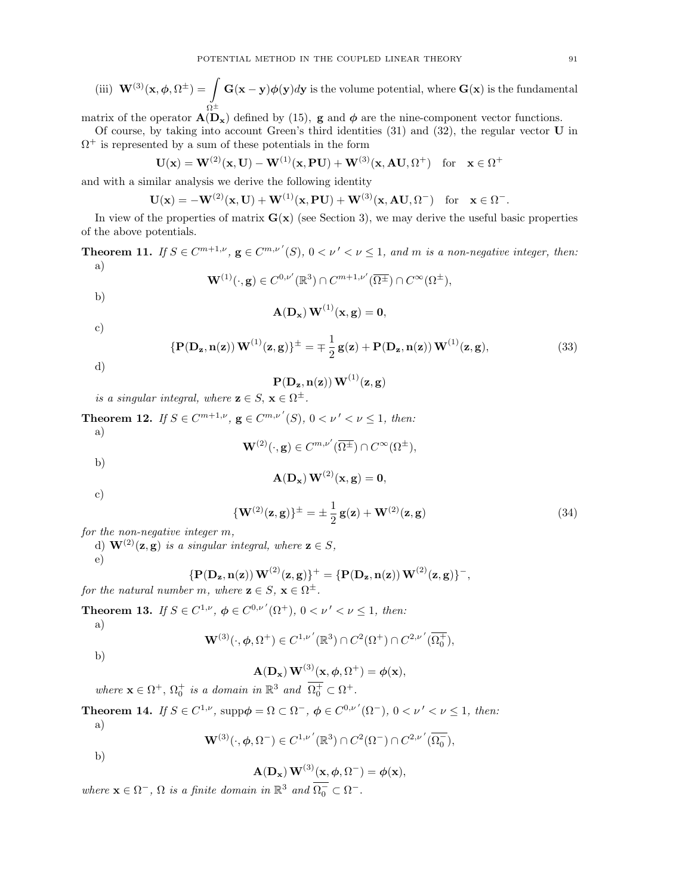(iii) $\mathbf{W}^{(3)}(\mathbf{x}, \boldsymbol{\phi}, \Omega^{\pm}) = \int\limits_{\Omega^{\pm}} \mathbf{G}(\mathbf{x}-\mathbf{y})\boldsymbol{\phi}(\mathbf{y})d\mathbf{y}$ is the volume potential, where $\mathbf{G}(\mathbf{x})$ is the fundamental matrix of the operator $\mathbf{A}(\mathbf{D_x})$ defined by (15), $\mathbf{g}$ and $\boldsymbol{\phi}$ are the nine-component vector functions.

Of course, by taking into account Green's third identities (31) and (32), the regular vector $\mathbf{U}$ in $\Omega^+$ is represented by a sum of these potentials in the form

$$\mathbf{U}(\mathbf{x}) = \mathbf{W}^{(2)}(\mathbf{x}, \mathbf{U}) - \mathbf{W}^{(1)}(\mathbf{x}, \mathbf{PU}) + \mathbf{W}^{(3)}(\mathbf{x}, \mathbf{AU}, \Omega^+) \quad \text{for} \quad \mathbf{x} \in \Omega^+$$

and with a similar analysis we derive the following identity

$$\mathbf{U}(\mathbf{x}) = -\mathbf{W}^{(2)}(\mathbf{x}, \mathbf{U}) + \mathbf{W}^{(1)}(\mathbf{x}, \mathbf{PU}) + \mathbf{W}^{(3)}(\mathbf{x}, \mathbf{AU}, \Omega^-) \quad \text{for} \quad \mathbf{x} \in \Omega^-.$$

In view of the properties of matrix $\mathbf{G}(\mathbf{x})$ (see Section 3), we may derive the useful basic properties of the above potentials.

**Theorem 11.** *If $S \in C^{m+1,\nu}$, $\mathbf{g} \in C^{m,\nu'}(S)$, $0 < \nu' < \nu \le 1$, and $m$ is a non-negative integer, then:*

a)
$$\mathbf{W}^{(1)}(\cdot, \mathbf{g}) \in C^{0,\nu'}(\mathbb{R}^3) \cap C^{m+1,\nu'}(\overline{\Omega^{\pm}}) \cap C^{\infty}(\Omega^{\pm}),$$

b)
$$\mathbf{A}(\mathbf{D_x})\, \mathbf{W}^{(1)}(\mathbf{x}, \mathbf{g}) = \mathbf{0},$$

c)
$$\{\mathbf{P}(\mathbf{D_z}, \mathbf{n}(\mathbf{z}))\, \mathbf{W}^{(1)}(\mathbf{z}, \mathbf{g})\}^{\pm} = \mp\, \frac{1}{2}\, \mathbf{g}(\mathbf{z}) + \mathbf{P}(\mathbf{D_z}, \mathbf{n}(\mathbf{z}))\, \mathbf{W}^{(1)}(\mathbf{z}, \mathbf{g}), \tag{33}$$

d)
$$\mathbf{P}(\mathbf{D_z}, \mathbf{n}(\mathbf{z}))\, \mathbf{W}^{(1)}(\mathbf{z}, \mathbf{g})$$

*is a singular integral, where $\mathbf{z} \in S$, $\mathbf{x} \in \Omega^{\pm}$.*

**Theorem 12.** *If $S \in C^{m+1,\nu}$, $\mathbf{g} \in C^{m,\nu'}(S)$, $0 < \nu' < \nu \le 1$, then:*

a)
$$\mathbf{W}^{(2)}(\cdot, \mathbf{g}) \in C^{m,\nu'}(\overline{\Omega^{\pm}}) \cap C^{\infty}(\Omega^{\pm}),$$

b)
$$\mathbf{A}(\mathbf{D_x})\, \mathbf{W}^{(2)}(\mathbf{x}, \mathbf{g}) = \mathbf{0},$$

c)
$$\{\mathbf{W}^{(2)}(\mathbf{z}, \mathbf{g})\}^{\pm} = \pm\, \frac{1}{2}\, \mathbf{g}(\mathbf{z}) + \mathbf{W}^{(2)}(\mathbf{z}, \mathbf{g}) \tag{34}$$

*for the non-negative integer $m$,*

d) $\mathbf{W}^{(2)}(\mathbf{z}, \mathbf{g})$ *is a singular integral, where $\mathbf{z} \in S$,*

e)
$$\{\mathbf{P}(\mathbf{D_z}, \mathbf{n}(\mathbf{z}))\, \mathbf{W}^{(2)}(\mathbf{z}, \mathbf{g})\}^{+} = \{\mathbf{P}(\mathbf{D_z}, \mathbf{n}(\mathbf{z}))\, \mathbf{W}^{(2)}(\mathbf{z}, \mathbf{g})\}^{-},$$

*for the natural number $m$, where $\mathbf{z} \in S$, $\mathbf{x} \in \Omega^{\pm}$.*

**Theorem 13.** *If $S \in C^{1,\nu}$, $\boldsymbol{\phi} \in C^{0,\nu'}(\Omega^+)$, $0 < \nu' < \nu \le 1$, then:*

a)
$$\mathbf{W}^{(3)}(\cdot, \boldsymbol{\phi}, \Omega^+) \in C^{1,\nu'}(\mathbb{R}^3) \cap C^2(\Omega^+) \cap C^{2,\nu'}(\overline{\Omega_0^+}),$$

b)
$$\mathbf{A}(\mathbf{D_x})\, \mathbf{W}^{(3)}(\mathbf{x}, \boldsymbol{\phi}, \Omega^+) = \boldsymbol{\phi}(\mathbf{x}),$$

*where $\mathbf{x} \in \Omega^+$, $\Omega_0^+$ is a domain in $\mathbb{R}^3$ and $\overline{\Omega_0^+} \subset \Omega^+$.*

**Theorem 14.** *If $S \in C^{1,\nu}$, $\operatorname{supp}\boldsymbol{\phi} = \Omega \subset \Omega^-$, $\boldsymbol{\phi} \in C^{0,\nu'}(\Omega^-)$, $0 < \nu' < \nu \le 1$, then:*

a)
$$\mathbf{W}^{(3)}(\cdot, \boldsymbol{\phi}, \Omega^-) \in C^{1,\nu'}(\mathbb{R}^3) \cap C^2(\Omega^-) \cap C^{2,\nu'}(\overline{\Omega_0^-}),$$

b)
$$\mathbf{A}(\mathbf{D_x})\, \mathbf{W}^{(3)}(\mathbf{x}, \boldsymbol{\phi}, \Omega^-) = \boldsymbol{\phi}(\mathbf{x}),$$

*where $\mathbf{x} \in \Omega^-$, $\Omega$ is a finite domain in $\mathbb{R}^3$ and $\overline{\Omega_0^-} \subset \Omega^-$.*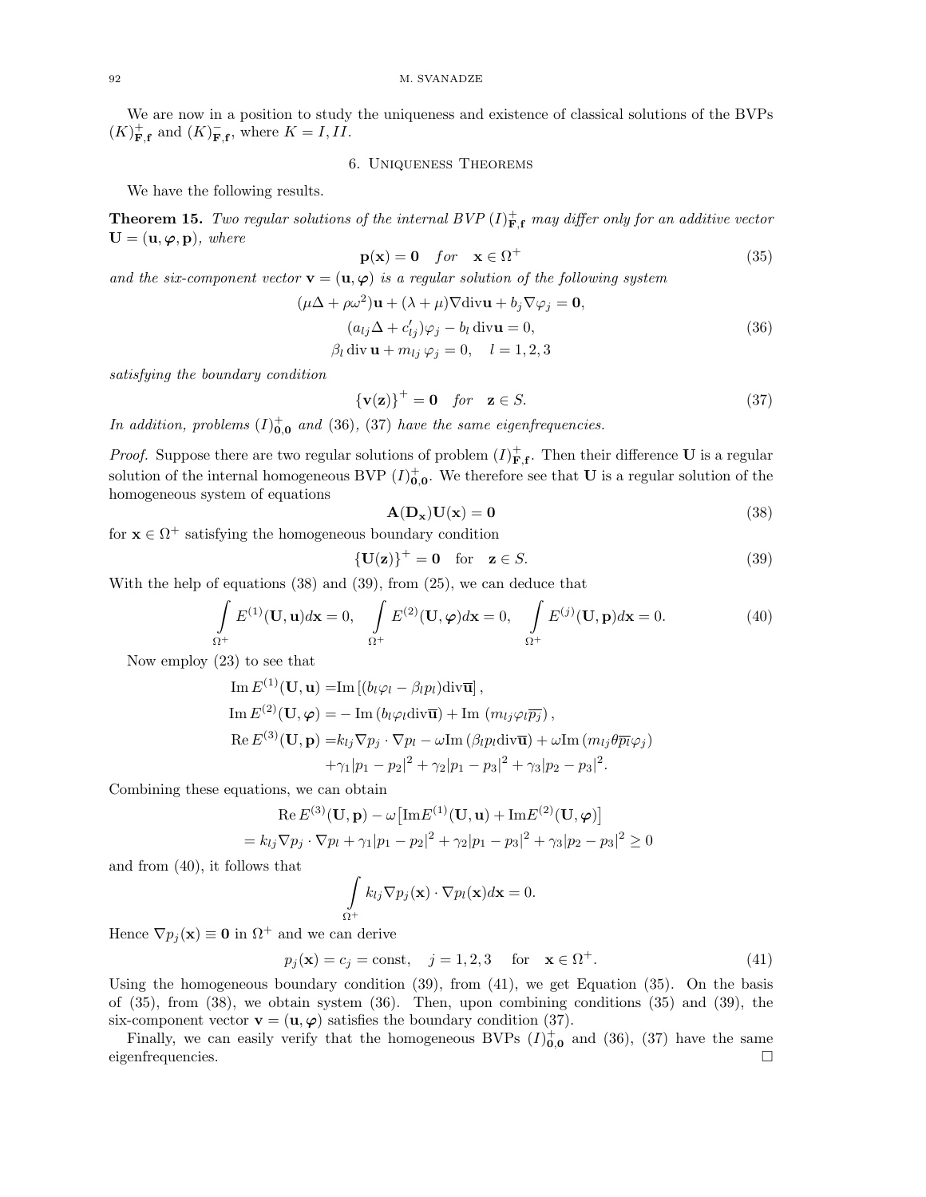We are now in a position to study the uniqueness and existence of classical solutions of the BVPs $(K)^+_{\mathbf{F},\mathbf{f}}$ and $(K)^-_{\mathbf{F},\mathbf{f}}$, where $K = I, II$.

## 6. Uniqueness Theorems

We have the following results.

**Theorem 15.** *Two regular solutions of the internal BVP $(I)^+_{\mathbf{F},\mathbf{f}}$ may differ only for an additive vector $\mathbf{U} = (\mathbf{u}, \boldsymbol{\varphi}, \mathbf{p})$, where*

$$\mathbf{p}(\mathbf{x}) = \mathbf{0} \quad for \quad \mathbf{x} \in \Omega^+ \tag{35}$$

*and the six-component vector $\mathbf{v} = (\mathbf{u}, \boldsymbol{\varphi})$ is a regular solution of the following system*

$$\begin{aligned}
(\mu\Delta + \rho\omega^2)\mathbf{u} + (\lambda + \mu)\nabla\text{div}\mathbf{u} + b_j \nabla\varphi_j &= \mathbf{0},\\
(a_{lj}\Delta + c'_{lj})\varphi_j - b_l \,\text{div}\mathbf{u} &= 0,\\
\beta_l \,\text{div}\,\mathbf{u} + m_{lj}\,\varphi_j = 0, \quad l &= 1,2,3
\end{aligned} \tag{36}$$

*satisfying the boundary condition*

$$\{\mathbf{v}(\mathbf{z})\}^+ = \mathbf{0} \quad for \quad \mathbf{z} \in S. \tag{37}$$

*In addition, problems $(I)^+_{\mathbf{0},\mathbf{0}}$ and (36), (37) have the same eigenfrequencies.*

*Proof.* Suppose there are two regular solutions of problem $(I)^+_{\mathbf{F},\mathbf{f}}$. Then their difference $\mathbf{U}$ is a regular solution of the internal homogeneous BVP $(I)^+_{\mathbf{0},\mathbf{0}}$. We therefore see that $\mathbf{U}$ is a regular solution of the homogeneous system of equations

$$\mathbf{A}(\mathbf{D_x})\mathbf{U}(\mathbf{x}) = \mathbf{0} \tag{38}$$

for $\mathbf{x} \in \Omega^+$ satisfying the homogeneous boundary condition

$$\{\mathbf{U}(\mathbf{z})\}^+ = \mathbf{0} \quad \text{for} \quad \mathbf{z} \in S. \tag{39}$$

With the help of equations (38) and (39), from (25), we can deduce that

$$\int\limits_{\Omega^+} E^{(1)}(\mathbf{U}, \mathbf{u})d\mathbf{x} = 0, \quad \int\limits_{\Omega^+} E^{(2)}(\mathbf{U}, \boldsymbol{\varphi})d\mathbf{x} = 0, \quad \int\limits_{\Omega^+} E^{(j)}(\mathbf{U}, \mathbf{p})d\mathbf{x} = 0. \tag{40}$$

Now employ (23) to see that

$$\begin{aligned}
\text{Im}\, E^{(1)}(\mathbf{U}, \mathbf{u}) =& \text{Im}\left[(b_l\varphi_l - \beta_l p_l)\text{div}\overline{\mathbf{u}}\right],\\
\text{Im}\, E^{(2)}(\mathbf{U}, \boldsymbol{\varphi}) =& -\text{Im}\,(b_l\varphi_l\text{div}\overline{\mathbf{u}}) + \text{Im}\,(m_{lj}\varphi_l\overline{p_j}),\\
\text{Re}\, E^{(3)}(\mathbf{U}, \mathbf{p}) =& k_{lj}\nabla p_j \cdot \nabla p_l - \omega\text{Im}\,(\beta_l p_l \text{div}\overline{\mathbf{u}}) + \omega\text{Im}\,(m_{lj}\theta\overline{p_l}\varphi_j)\\
&+\gamma_1|p_1 - p_2|^2 + \gamma_2|p_1 - p_3|^2 + \gamma_3|p_2 - p_3|^2.
\end{aligned}$$

Combining these equations, we can obtain

$$\begin{aligned}
&\text{Re}\, E^{(3)}(\mathbf{U}, \mathbf{p}) - \omega\left[\text{Im}E^{(1)}(\mathbf{U}, \mathbf{u}) + \text{Im}E^{(2)}(\mathbf{U}, \boldsymbol{\varphi})\right]\\
&= k_{lj}\nabla p_j \cdot \nabla p_l + \gamma_1|p_1 - p_2|^2 + \gamma_2|p_1 - p_3|^2 + \gamma_3|p_2 - p_3|^2 \geq 0
\end{aligned}$$

and from (40), it follows that

$$\int\limits_{\Omega^+} k_{lj}\nabla p_j(\mathbf{x}) \cdot \nabla p_l(\mathbf{x})d\mathbf{x} = 0.$$

Hence $\nabla p_j(\mathbf{x}) \equiv \mathbf{0}$ in $\Omega^+$ and we can derive

$$p_j(\mathbf{x}) = c_j = \text{const}, \quad j = 1,2,3 \quad \text{for} \quad \mathbf{x} \in \Omega^+. \tag{41}$$

Using the homogeneous boundary condition (39), from (41), we get Equation (35). On the basis of (35), from (38), we obtain system (36). Then, upon combining conditions (35) and (39), the six-component vector $\mathbf{v} = (\mathbf{u}, \boldsymbol{\varphi})$ satisfies the boundary condition (37).

Finally, we can easily verify that the homogeneous BVPs $(I)^+_{\mathbf{0},\mathbf{0}}$ and (36), (37) have the same eigenfrequencies. $\square$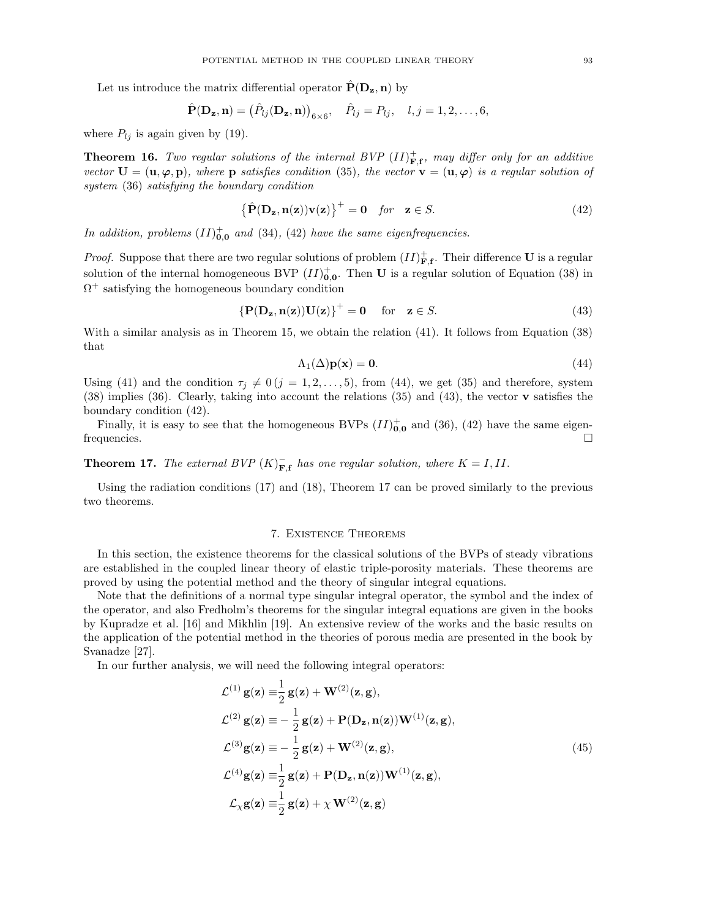Let us introduce the matrix differential operator $\hat{\mathbf{P}}(\mathbf{D_z}, \mathbf{n})$ by

$$\hat{\mathbf{P}}(\mathbf{D_z}, \mathbf{n}) = \big(\hat{P}_{lj}(\mathbf{D_z}, \mathbf{n})\big)_{6\times 6}, \quad \hat{P}_{lj} = P_{lj}, \quad l, j = 1, 2, \ldots, 6,$$

where $P_{lj}$ is again given by (19).

**Theorem 16.** *Two regular solutions of the internal BVP $(II)^+_{\mathbf{F},\mathbf{f}}$, may differ only for an additive vector $\mathbf{U} = (\mathbf{u}, \boldsymbol{\varphi}, \mathbf{p})$, where $\mathbf{p}$ satisfies condition* (35)*, the vector $\mathbf{v} = (\mathbf{u}, \boldsymbol{\varphi})$ is a regular solution of system* (36) *satisfying the boundary condition*

$$\big\{\hat{\mathbf{P}}(\mathbf{D_z}, \mathbf{n}(\mathbf{z}))\mathbf{v}(\mathbf{z})\big\}^+ = \mathbf{0} \quad for \quad \mathbf{z} \in S. \tag{42}$$

*In addition, problems $(II)^+_{\mathbf{0},\mathbf{0}}$ and* (34), (42) *have the same eigenfrequencies.*

*Proof.* Suppose that there are two regular solutions of problem $(II)^+_{\mathbf{F},\mathbf{f}}$. Their difference $\mathbf{U}$ is a regular solution of the internal homogeneous BVP $(II)^+_{\mathbf{0},\mathbf{0}}$. Then $\mathbf{U}$ is a regular solution of Equation (38) in $\Omega^+$ satisfying the homogeneous boundary condition

$$\{\mathbf{P}(\mathbf{D_z}, \mathbf{n}(\mathbf{z}))\mathbf{U}(\mathbf{z})\}^+ = \mathbf{0} \quad \text{for} \quad \mathbf{z} \in S. \tag{43}$$

With a similar analysis as in Theorem 15, we obtain the relation (41). It follows from Equation (38) that

$$\Lambda_1(\Delta)\mathbf{p}(\mathbf{x}) = \mathbf{0}. \tag{44}$$

Using (41) and the condition $\tau_j \neq 0\,(j = 1, 2, \ldots, 5)$, from (44), we get (35) and therefore, system (38) implies (36). Clearly, taking into account the relations (35) and (43), the vector $\mathbf{v}$ satisfies the boundary condition (42).

Finally, it is easy to see that the homogeneous BVPs $(II)^+_{\mathbf{0},\mathbf{0}}$ and (36), (42) have the same eigenfrequencies. $\square$

**Theorem 17.** *The external BVP $(K)^-_{\mathbf{F},\mathbf{f}}$ has one regular solution, where $K = I, II$.*

Using the radiation conditions (17) and (18), Theorem 17 can be proved similarly to the previous two theorems.

## 7. Existence Theorems

In this section, the existence theorems for the classical solutions of the BVPs of steady vibrations are established in the coupled linear theory of elastic triple-porosity materials. These theorems are proved by using the potential method and the theory of singular integral equations.

Note that the definitions of a normal type singular integral operator, the symbol and the index of the operator, and also Fredholm's theorems for the singular integral equations are given in the books by Kupradze et al. [16] and Mikhlin [19]. An extensive review of the works and the basic results on the application of the potential method in the theories of porous media are presented in the book by Svanadze [27].

In our further analysis, we will need the following integral operators:

$$\begin{aligned}
\mathcal{L}^{(1)}\,\mathbf{g}(\mathbf{z}) &\equiv \frac{1}{2}\,\mathbf{g}(\mathbf{z}) + \mathbf{W}^{(2)}(\mathbf{z}, \mathbf{g}),\\
\mathcal{L}^{(2)}\,\mathbf{g}(\mathbf{z}) &\equiv -\frac{1}{2}\,\mathbf{g}(\mathbf{z}) + \mathbf{P}(\mathbf{D_z}, \mathbf{n}(\mathbf{z}))\mathbf{W}^{(1)}(\mathbf{z}, \mathbf{g}),\\
\mathcal{L}^{(3)}\mathbf{g}(\mathbf{z}) &\equiv -\frac{1}{2}\,\mathbf{g}(\mathbf{z}) + \mathbf{W}^{(2)}(\mathbf{z}, \mathbf{g}),\\
\mathcal{L}^{(4)}\mathbf{g}(\mathbf{z}) &\equiv \frac{1}{2}\,\mathbf{g}(\mathbf{z}) + \mathbf{P}(\mathbf{D_z}, \mathbf{n}(\mathbf{z}))\mathbf{W}^{(1)}(\mathbf{z}, \mathbf{g}),\\
\mathcal{L}_\chi\mathbf{g}(\mathbf{z}) &\equiv \frac{1}{2}\,\mathbf{g}(\mathbf{z}) + \chi\,\mathbf{W}^{(2)}(\mathbf{z}, \mathbf{g})
\end{aligned} \tag{45}$$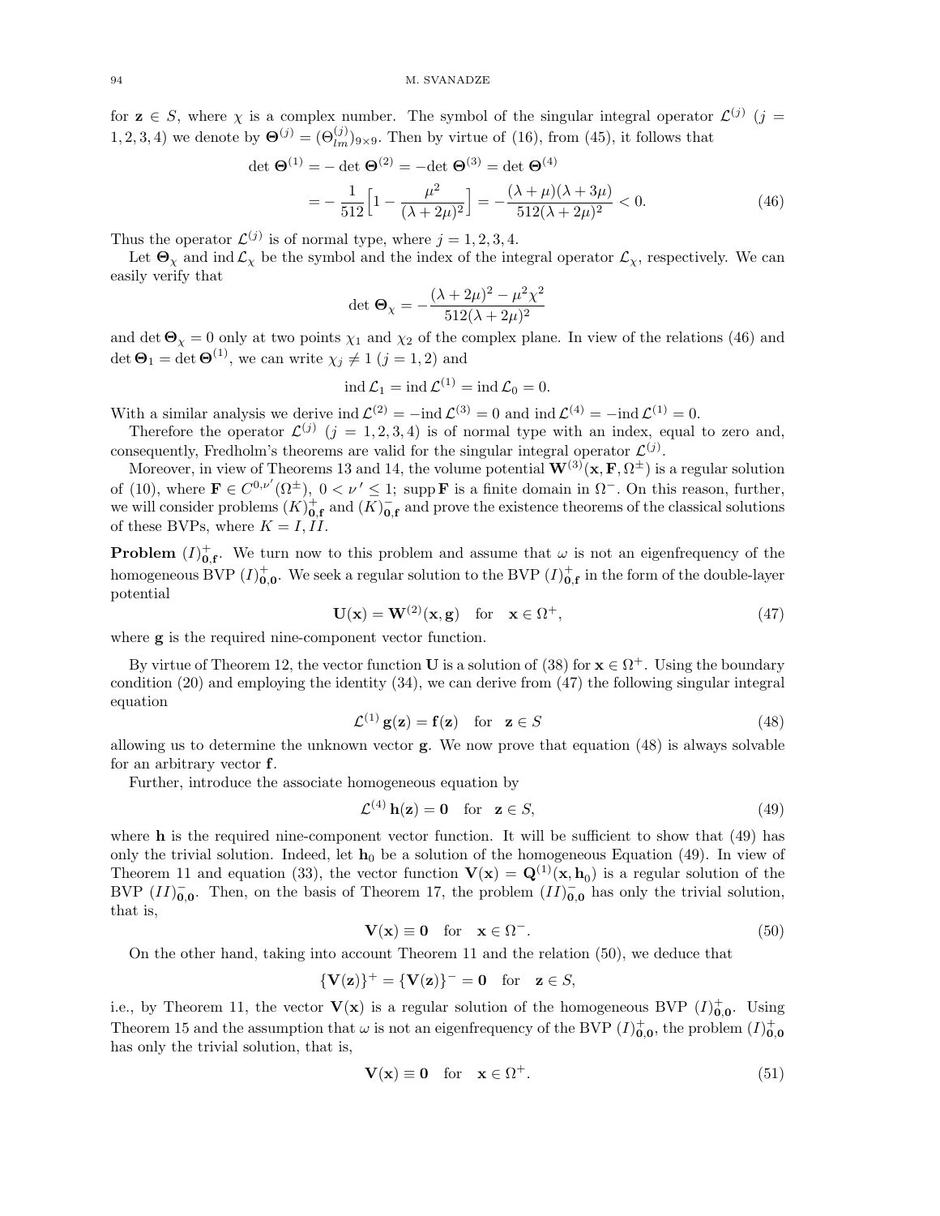for $\mathbf{z} \in S$, where $\chi$ is a complex number. The symbol of the singular integral operator $\mathcal{L}^{(j)}$ ($j = 1, 2, 3, 4$) we denote by $\mathbf{\Theta}^{(j)} = (\Theta^{(j)}_{lm})_{9\times 9}$. Then by virtue of (16), from (45), it follows that

$$
\begin{aligned}
\det \mathbf{\Theta}^{(1)} &= -\det \mathbf{\Theta}^{(2)} = -\det \mathbf{\Theta}^{(3)} = \det \mathbf{\Theta}^{(4)} \\
&= -\frac{1}{512}\Big[1 - \frac{\mu^2}{(\lambda+2\mu)^2}\Big] = -\frac{(\lambda+\mu)(\lambda+3\mu)}{512(\lambda+2\mu)^2} < 0.
\end{aligned}
\tag{46}
$$

Thus the operator $\mathcal{L}^{(j)}$ is of normal type, where $j = 1, 2, 3, 4$.

Let $\mathbf{\Theta}_\chi$ and $\operatorname{ind} \mathcal{L}_\chi$ be the symbol and the index of the integral operator $\mathcal{L}_\chi$, respectively. We can easily verify that

$$
\det \mathbf{\Theta}_\chi = -\frac{(\lambda+2\mu)^2 - \mu^2\chi^2}{512(\lambda+2\mu)^2}
$$

and $\det \mathbf{\Theta}_\chi = 0$ only at two points $\chi_1$ and $\chi_2$ of the complex plane. In view of the relations (46) and $\det \mathbf{\Theta}_1 = \det \mathbf{\Theta}^{(1)}$, we can write $\chi_j \neq 1$ ($j = 1, 2$) and

$$
\operatorname{ind} \mathcal{L}_1 = \operatorname{ind} \mathcal{L}^{(1)} = \operatorname{ind} \mathcal{L}_0 = 0.
$$

With a similar analysis we derive $\operatorname{ind} \mathcal{L}^{(2)} = -\operatorname{ind} \mathcal{L}^{(3)} = 0$ and $\operatorname{ind} \mathcal{L}^{(4)} = -\operatorname{ind} \mathcal{L}^{(1)} = 0$.

Therefore the operator $\mathcal{L}^{(j)}$ ($j = 1, 2, 3, 4$) is of normal type with an index, equal to zero and, consequently, Fredholm's theorems are valid for the singular integral operator $\mathcal{L}^{(j)}$.

Moreover, in view of Theorems 13 and 14, the volume potential $\mathbf{W}^{(3)}(\mathbf{x}, \mathbf{F}, \Omega^\pm)$ is a regular solution of (10), where $\mathbf{F} \in C^{0,\nu'}(\Omega^\pm)$, $0 < \nu' \leq 1$; $\operatorname{supp} \mathbf{F}$ is a finite domain in $\Omega^-$. On this reason, further, we will consider problems $(K)^+_{\mathbf{0},\mathbf{f}}$ and $(K)^-_{\mathbf{0},\mathbf{f}}$ and prove the existence theorems of the classical solutions of these BVPs, where $K = I, II$.

**Problem** $(I)^+_{\mathbf{0},\mathbf{f}}$. We turn now to this problem and assume that $\omega$ is not an eigenfrequency of the homogeneous BVP $(I)^+_{\mathbf{0},\mathbf{0}}$. We seek a regular solution to the BVP $(I)^+_{\mathbf{0},\mathbf{f}}$ in the form of the double-layer potential

$$
\mathbf{U}(\mathbf{x}) = \mathbf{W}^{(2)}(\mathbf{x}, \mathbf{g}) \quad \text{for} \quad \mathbf{x} \in \Omega^+, \tag{47}
$$

where $\mathbf{g}$ is the required nine-component vector function.

By virtue of Theorem 12, the vector function $\mathbf{U}$ is a solution of (38) for $\mathbf{x} \in \Omega^+$. Using the boundary condition (20) and employing the identity (34), we can derive from (47) the following singular integral equation

$$
\mathcal{L}^{(1)}\, \mathbf{g}(\mathbf{z}) = \mathbf{f}(\mathbf{z}) \quad \text{for} \quad \mathbf{z} \in S \tag{48}
$$

allowing us to determine the unknown vector $\mathbf{g}$. We now prove that equation (48) is always solvable for an arbitrary vector $\mathbf{f}$.

Further, introduce the associate homogeneous equation by

$$
\mathcal{L}^{(4)}\, \mathbf{h}(\mathbf{z}) = \mathbf{0} \quad \text{for} \quad \mathbf{z} \in S, \tag{49}
$$

where $\mathbf{h}$ is the required nine-component vector function. It will be sufficient to show that (49) has only the trivial solution. Indeed, let $\mathbf{h}_0$ be a solution of the homogeneous Equation (49). In view of Theorem 11 and equation (33), the vector function $\mathbf{V}(\mathbf{x}) = \mathbf{Q}^{(1)}(\mathbf{x}, \mathbf{h}_0)$ is a regular solution of the BVP $(II)^-_{\mathbf{0},\mathbf{0}}$. Then, on the basis of Theorem 17, the problem $(II)^-_{\mathbf{0},\mathbf{0}}$ has only the trivial solution, that is,

$$
\mathbf{V}(\mathbf{x}) \equiv \mathbf{0} \quad \text{for} \quad \mathbf{x} \in \Omega^-. \tag{50}
$$

On the other hand, taking into account Theorem 11 and the relation (50), we deduce that

$$
\{\mathbf{V}(\mathbf{z})\}^+ = \{\mathbf{V}(\mathbf{z})\}^- = \mathbf{0} \quad \text{for} \quad \mathbf{z} \in S,
$$

i.e., by Theorem 11, the vector $\mathbf{V}(\mathbf{x})$ is a regular solution of the homogeneous BVP $(I)^+_{\mathbf{0},\mathbf{0}}$. Using Theorem 15 and the assumption that $\omega$ is not an eigenfrequency of the BVP $(I)^+_{\mathbf{0},\mathbf{0}}$, the problem $(I)^+_{\mathbf{0},\mathbf{0}}$ has only the trivial solution, that is,

$$
\mathbf{V}(\mathbf{x}) \equiv \mathbf{0} \quad \text{for} \quad \mathbf{x} \in \Omega^+. \tag{51}
$$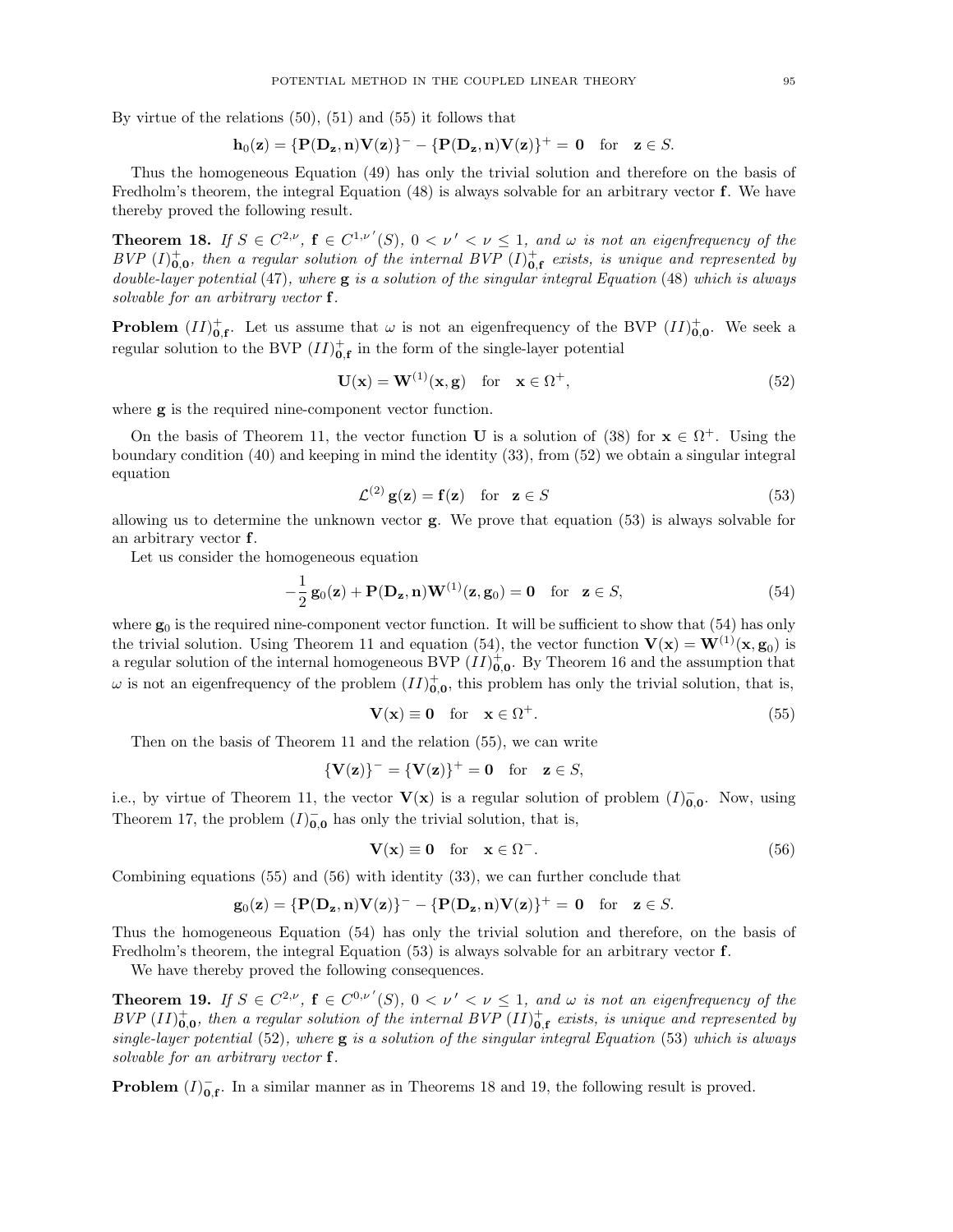By virtue of the relations (50), (51) and (55) it follows that

$$\mathbf{h}_0(\mathbf{z}) = \{\mathbf{P}(\mathbf{D}_\mathbf{z}, \mathbf{n})\mathbf{V}(\mathbf{z})\}^- - \{\mathbf{P}(\mathbf{D}_\mathbf{z}, \mathbf{n})\mathbf{V}(\mathbf{z})\}^+ = \mathbf{0} \quad \text{for} \quad \mathbf{z} \in S.$$

Thus the homogeneous Equation (49) has only the trivial solution and therefore on the basis of Fredholm's theorem, the integral Equation (48) is always solvable for an arbitrary vector $\mathbf{f}$. We have thereby proved the following result.

**Theorem 18.** *If $S \in C^{2,\nu}$, $\mathbf{f} \in C^{1,\nu'}(S)$, $0 < \nu' < \nu \le 1$, and $\omega$ is not an eigenfrequency of the BVP $(I)^+_{\mathbf{0},\mathbf{0}}$, then a regular solution of the internal BVP $(I)^+_{\mathbf{0},\mathbf{f}}$ exists, is unique and represented by double-layer potential* (47)*, where $\mathbf{g}$ is a solution of the singular integral Equation* (48) *which is always solvable for an arbitrary vector $\mathbf{f}$.*

**Problem $(II)^+_{\mathbf{0},\mathbf{f}}$.** Let us assume that $\omega$ is not an eigenfrequency of the BVP $(II)^+_{\mathbf{0},\mathbf{0}}$. We seek a regular solution to the BVP $(II)^+_{\mathbf{0},\mathbf{f}}$ in the form of the single-layer potential

$$\mathbf{U}(\mathbf{x}) = \mathbf{W}^{(1)}(\mathbf{x}, \mathbf{g}) \quad \text{for} \quad \mathbf{x} \in \Omega^+, \tag{52}$$

where $\mathbf{g}$ is the required nine-component vector function.

On the basis of Theorem 11, the vector function $\mathbf{U}$ is a solution of (38) for $\mathbf{x} \in \Omega^+$. Using the boundary condition (40) and keeping in mind the identity (33), from (52) we obtain a singular integral equation

$$\mathcal{L}^{(2)}\,\mathbf{g}(\mathbf{z}) = \mathbf{f}(\mathbf{z}) \quad \text{for} \quad \mathbf{z} \in S \tag{53}$$

allowing us to determine the unknown vector $\mathbf{g}$. We prove that equation (53) is always solvable for an arbitrary vector $\mathbf{f}$.

Let us consider the homogeneous equation

$$-\frac{1}{2}\,\mathbf{g}_0(\mathbf{z}) + \mathbf{P}(\mathbf{D}_\mathbf{z}, \mathbf{n})\mathbf{W}^{(1)}(\mathbf{z}, \mathbf{g}_0) = \mathbf{0} \quad \text{for} \quad \mathbf{z} \in S, \tag{54}$$

where $\mathbf{g}_0$ is the required nine-component vector function. It will be sufficient to show that (54) has only the trivial solution. Using Theorem 11 and equation (54), the vector function $\mathbf{V}(\mathbf{x}) = \mathbf{W}^{(1)}(\mathbf{x}, \mathbf{g}_0)$ is a regular solution of the internal homogeneous BVP $(II)^+_{\mathbf{0},\mathbf{0}}$. By Theorem 16 and the assumption that $\omega$ is not an eigenfrequency of the problem $(II)^+_{\mathbf{0},\mathbf{0}}$, this problem has only the trivial solution, that is,

$$\mathbf{V}(\mathbf{x}) \equiv \mathbf{0} \quad \text{for} \quad \mathbf{x} \in \Omega^+. \tag{55}$$

Then on the basis of Theorem 11 and the relation (55), we can write

$$\{\mathbf{V}(\mathbf{z})\}^- = \{\mathbf{V}(\mathbf{z})\}^+ = \mathbf{0} \quad \text{for} \quad \mathbf{z} \in S,$$

i.e., by virtue of Theorem 11, the vector $\mathbf{V}(\mathbf{x})$ is a regular solution of problem $(I)^-_{\mathbf{0},\mathbf{0}}$. Now, using Theorem 17, the problem $(I)^-_{\mathbf{0},\mathbf{0}}$ has only the trivial solution, that is,

$$\mathbf{V}(\mathbf{x}) \equiv \mathbf{0} \quad \text{for} \quad \mathbf{x} \in \Omega^-. \tag{56}$$

Combining equations (55) and (56) with identity (33), we can further conclude that

$$\mathbf{g}_0(\mathbf{z}) = \{\mathbf{P}(\mathbf{D}_\mathbf{z}, \mathbf{n})\mathbf{V}(\mathbf{z})\}^- - \{\mathbf{P}(\mathbf{D}_\mathbf{z}, \mathbf{n})\mathbf{V}(\mathbf{z})\}^+ = \mathbf{0} \quad \text{for} \quad \mathbf{z} \in S.$$

Thus the homogeneous Equation (54) has only the trivial solution and therefore, on the basis of Fredholm's theorem, the integral Equation (53) is always solvable for an arbitrary vector $\mathbf{f}$.

We have thereby proved the following consequences.

**Theorem 19.** *If $S \in C^{2,\nu}$, $\mathbf{f} \in C^{0,\nu'}(S)$, $0 < \nu' < \nu \le 1$, and $\omega$ is not an eigenfrequency of the BVP $(II)^+_{\mathbf{0},\mathbf{0}}$, then a regular solution of the internal BVP $(II)^+_{\mathbf{0},\mathbf{f}}$ exists, is unique and represented by single-layer potential* (52)*, where $\mathbf{g}$ is a solution of the singular integral Equation* (53) *which is always solvable for an arbitrary vector $\mathbf{f}$.*

**Problem $(I)^-_{\mathbf{0},\mathbf{f}}$.** In a similar manner as in Theorems 18 and 19, the following result is proved.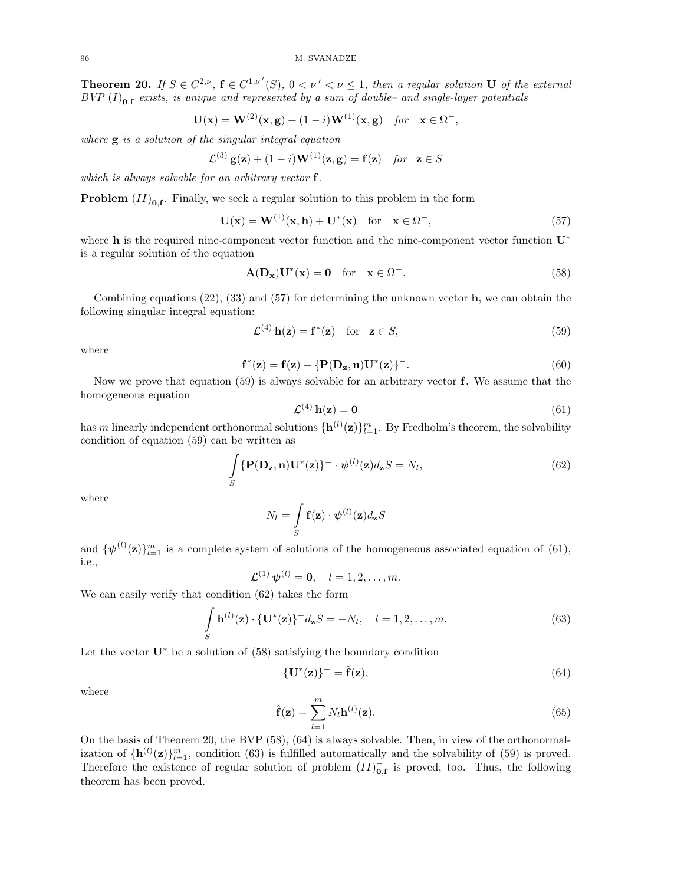**Theorem 20.** *If $S \in C^{2,\nu}$, $\mathbf{f} \in C^{1,\nu'}(S)$, $0 < \nu' < \nu \le 1$, then a regular solution $\mathbf{U}$ of the external BVP $(I)^-_{\mathbf{0},\mathbf{f}}$ exists, is unique and represented by a sum of double– and single-layer potentials*

$$\mathbf{U}(\mathbf{x}) = \mathbf{W}^{(2)}(\mathbf{x}, \mathbf{g}) + (1-i)\mathbf{W}^{(1)}(\mathbf{x}, \mathbf{g}) \quad \textit{for} \quad \mathbf{x} \in \Omega^-,$$

*where $\mathbf{g}$ is a solution of the singular integral equation*

$$\mathcal{L}^{(3)}\, \mathbf{g}(\mathbf{z}) + (1-i)\mathbf{W}^{(1)}(\mathbf{z}, \mathbf{g}) = \mathbf{f}(\mathbf{z}) \quad \textit{for} \quad \mathbf{z} \in S$$

*which is always solvable for an arbitrary vector $\mathbf{f}$.*

**Problem $(II)^-_{\mathbf{0},\mathbf{f}}$.** Finally, we seek a regular solution to this problem in the form

$$\mathbf{U}(\mathbf{x}) = \mathbf{W}^{(1)}(\mathbf{x}, \mathbf{h}) + \mathbf{U}^*(\mathbf{x}) \quad \text{for} \quad \mathbf{x} \in \Omega^-, \tag{57}$$

where $\mathbf{h}$ is the required nine-component vector function and the nine-component vector function $\mathbf{U}^*$ is a regular solution of the equation

$$\mathbf{A}(\mathbf{D_x})\mathbf{U}^*(\mathbf{x}) = \mathbf{0} \quad \text{for} \quad \mathbf{x} \in \Omega^-. \tag{58}$$

Combining equations (22), (33) and (57) for determining the unknown vector $\mathbf{h}$, we can obtain the following singular integral equation:

$$\mathcal{L}^{(4)}\, \mathbf{h}(\mathbf{z}) = \mathbf{f}^*(\mathbf{z}) \quad \text{for} \quad \mathbf{z} \in S, \tag{59}$$

where

$$\mathbf{f}^*(\mathbf{z}) = \mathbf{f}(\mathbf{z}) - \{\mathbf{P}(\mathbf{D_z}, \mathbf{n})\mathbf{U}^*(\mathbf{z})\}^-. \tag{60}$$

Now we prove that equation (59) is always solvable for an arbitrary vector $\mathbf{f}$. We assume that the homogeneous equation

$$\mathcal{L}^{(4)}\, \mathbf{h}(\mathbf{z}) = \mathbf{0} \tag{61}$$

has $m$ linearly independent orthonormal solutions $\{\mathbf{h}^{(l)}(\mathbf{z})\}_{l=1}^m$. By Fredholm's theorem, the solvability condition of equation (59) can be written as

$$\int\limits_S \{\mathbf{P}(\mathbf{D_z}, \mathbf{n})\mathbf{U}^*(\mathbf{z})\}^- \cdot \boldsymbol{\psi}^{(l)}(\mathbf{z}) d_{\mathbf{z}}S = N_l, \tag{62}$$

where

$$N_l = \int\limits_S \mathbf{f}(\mathbf{z}) \cdot \boldsymbol{\psi}^{(l)}(\mathbf{z}) d_{\mathbf{z}}S$$

and $\{\boldsymbol{\psi}^{(l)}(\mathbf{z})\}_{l=1}^m$ is a complete system of solutions of the homogeneous associated equation of (61), i.e.,

$$\mathcal{L}^{(1)}\, \boldsymbol{\psi}^{(l)} = \mathbf{0}, \quad l = 1, 2, \ldots, m.$$

We can easily verify that condition (62) takes the form

$$\int\limits_S \mathbf{h}^{(l)}(\mathbf{z}) \cdot \{\mathbf{U}^*(\mathbf{z})\}^- d_{\mathbf{z}}S = -N_l, \quad l = 1, 2, \ldots, m. \tag{63}$$

Let the vector $\mathbf{U}^*$ be a solution of (58) satisfying the boundary condition

$$\{\mathbf{U}^*(\mathbf{z})\}^- = \hat{\mathbf{f}}(\mathbf{z}), \tag{64}$$

where

$$\hat{\mathbf{f}}(\mathbf{z}) = \sum_{l=1}^m N_l \mathbf{h}^{(l)}(\mathbf{z}). \tag{65}$$

On the basis of Theorem 20, the BVP (58), (64) is always solvable. Then, in view of the orthonormalization of $\{\mathbf{h}^{(l)}(\mathbf{z})\}_{l=1}^m$, condition (63) is fulfilled automatically and the solvability of (59) is proved. Therefore the existence of regular solution of problem $(II)^-_{\mathbf{0},\mathbf{f}}$ is proved, too. Thus, the following theorem has been proved.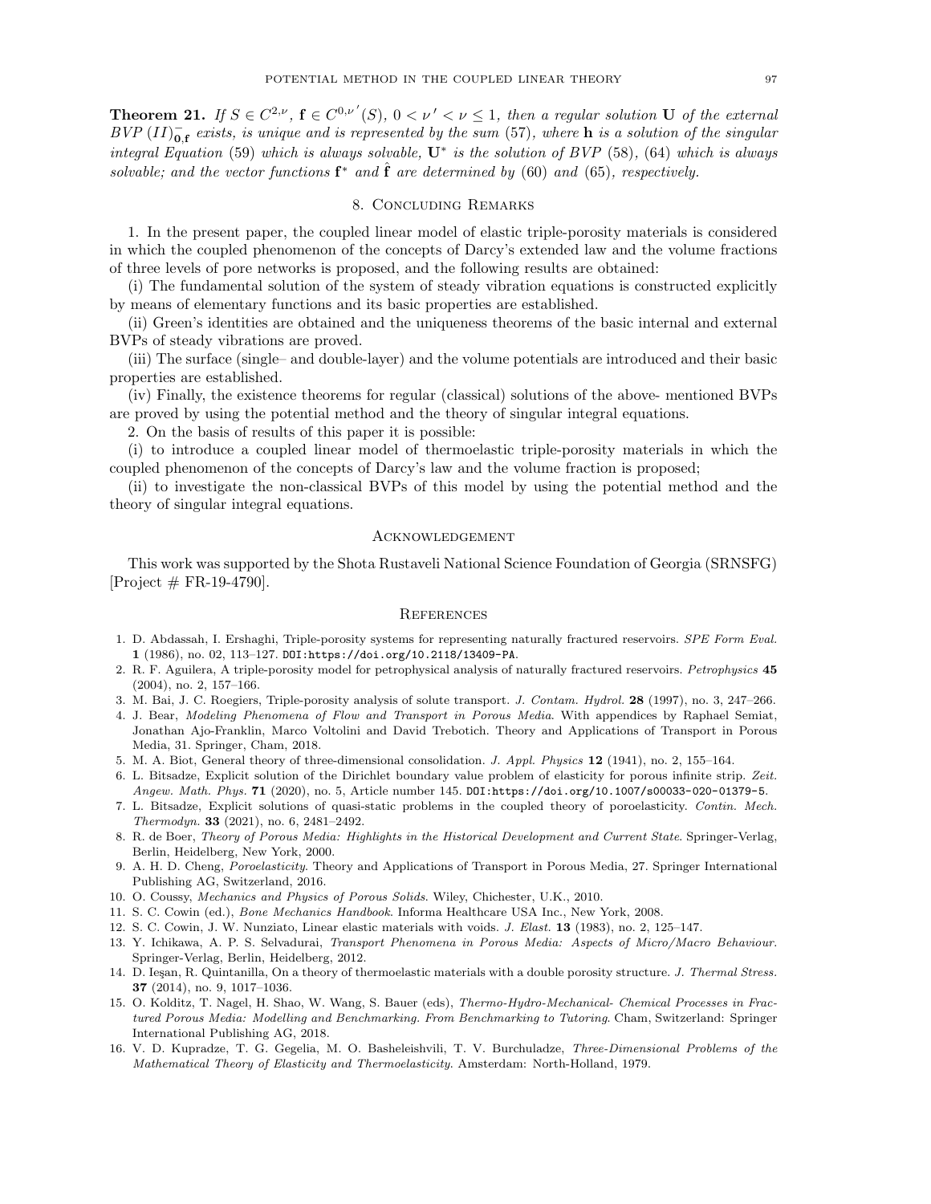**Theorem 21.** *If $S \in C^{2,\nu}$, $\mathbf{f} \in C^{0,\nu'}(S)$, $0 < \nu' < \nu \le 1$, then a regular solution $\mathbf{U}$ of the external BVP $(II)^-_{\mathbf{0},\mathbf{f}}$ exists, is unique and is represented by the sum* (57)*, where $\mathbf{h}$ is a solution of the singular integral Equation* (59) *which is always solvable, $\mathbf{U}^*$ is the solution of BVP* (58)*,* (64) *which is always solvable; and the vector functions $\mathbf{f}^*$ and $\hat{\mathbf{f}}$ are determined by* (60) *and* (65)*, respectively.*

## 8. Concluding Remarks

1. In the present paper, the coupled linear model of elastic triple-porosity materials is considered in which the coupled phenomenon of the concepts of Darcy's extended law and the volume fractions of three levels of pore networks is proposed, and the following results are obtained:

(i) The fundamental solution of the system of steady vibration equations is constructed explicitly by means of elementary functions and its basic properties are established.

(ii) Green's identities are obtained and the uniqueness theorems of the basic internal and external BVPs of steady vibrations are proved.

(iii) The surface (single– and double-layer) and the volume potentials are introduced and their basic properties are established.

(iv) Finally, the existence theorems for regular (classical) solutions of the above- mentioned BVPs are proved by using the potential method and the theory of singular integral equations.

2. On the basis of results of this paper it is possible:

(i) to introduce a coupled linear model of thermoelastic triple-porosity materials in which the coupled phenomenon of the concepts of Darcy's law and the volume fraction is proposed;

(ii) to investigate the non-classical BVPs of this model by using the potential method and the theory of singular integral equations.

## Acknowledgement

This work was supported by the Shota Rustaveli National Science Foundation of Georgia (SRNSFG) [Project # FR-19-4790].

## References

1. D. Abdassah, I. Ershaghi, Triple-porosity systems for representing naturally fractured reservoirs. *SPE Form Eval.* **1** (1986), no. 02, 113–127. DOI:https://doi.org/10.2118/13409-PA.
2. R. F. Aguilera, A triple-porosity model for petrophysical analysis of naturally fractured reservoirs. *Petrophysics* **45** (2004), no. 2, 157–166.
3. M. Bai, J. C. Roegiers, Triple-porosity analysis of solute transport. *J. Contam. Hydrol.* **28** (1997), no. 3, 247–266.
4. J. Bear, *Modeling Phenomena of Flow and Transport in Porous Media*. With appendices by Raphael Semiat, Jonathan Ajo-Franklin, Marco Voltolini and David Trebotich. Theory and Applications of Transport in Porous Media, 31. Springer, Cham, 2018.
5. M. A. Biot, General theory of three-dimensional consolidation. *J. Appl. Physics* **12** (1941), no. 2, 155–164.
6. L. Bitsadze, Explicit solution of the Dirichlet boundary value problem of elasticity for porous infinite strip. *Zeit. Angew. Math. Phys.* **71** (2020), no. 5, Article number 145. DOI:https://doi.org/10.1007/s00033-020-01379-5.
7. L. Bitsadze, Explicit solutions of quasi-static problems in the coupled theory of poroelasticity. *Contin. Mech. Thermodyn.* **33** (2021), no. 6, 2481–2492.
8. R. de Boer, *Theory of Porous Media: Highlights in the Historical Development and Current State*. Springer-Verlag, Berlin, Heidelberg, New York, 2000.
9. A. H. D. Cheng, *Poroelasticity*. Theory and Applications of Transport in Porous Media, 27. Springer International Publishing AG, Switzerland, 2016.
10. O. Coussy, *Mechanics and Physics of Porous Solids*. Wiley, Chichester, U.K., 2010.
11. S. C. Cowin (ed.), *Bone Mechanics Handbook*. Informa Healthcare USA Inc., New York, 2008.
12. S. C. Cowin, J. W. Nunziato, Linear elastic materials with voids. *J. Elast.* **13** (1983), no. 2, 125–147.
13. Y. Ichikawa, A. P. S. Selvadurai, *Transport Phenomena in Porous Media: Aspects of Micro/Macro Behaviour*. Springer-Verlag, Berlin, Heidelberg, 2012.
14. D. Ieşan, R. Quintanilla, On a theory of thermoelastic materials with a double porosity structure. *J. Thermal Stress.* **37** (2014), no. 9, 1017–1036.
15. O. Kolditz, T. Nagel, H. Shao, W. Wang, S. Bauer (eds), *Thermo-Hydro-Mechanical- Chemical Processes in Fractured Porous Media: Modelling and Benchmarking. From Benchmarking to Tutoring*. Cham, Switzerland: Springer International Publishing AG, 2018.
16. V. D. Kupradze, T. G. Gegelia, M. O. Basheleishvili, T. V. Burchuladze, *Three-Dimensional Problems of the Mathematical Theory of Elasticity and Thermoelasticity*. Amsterdam: North-Holland, 1979.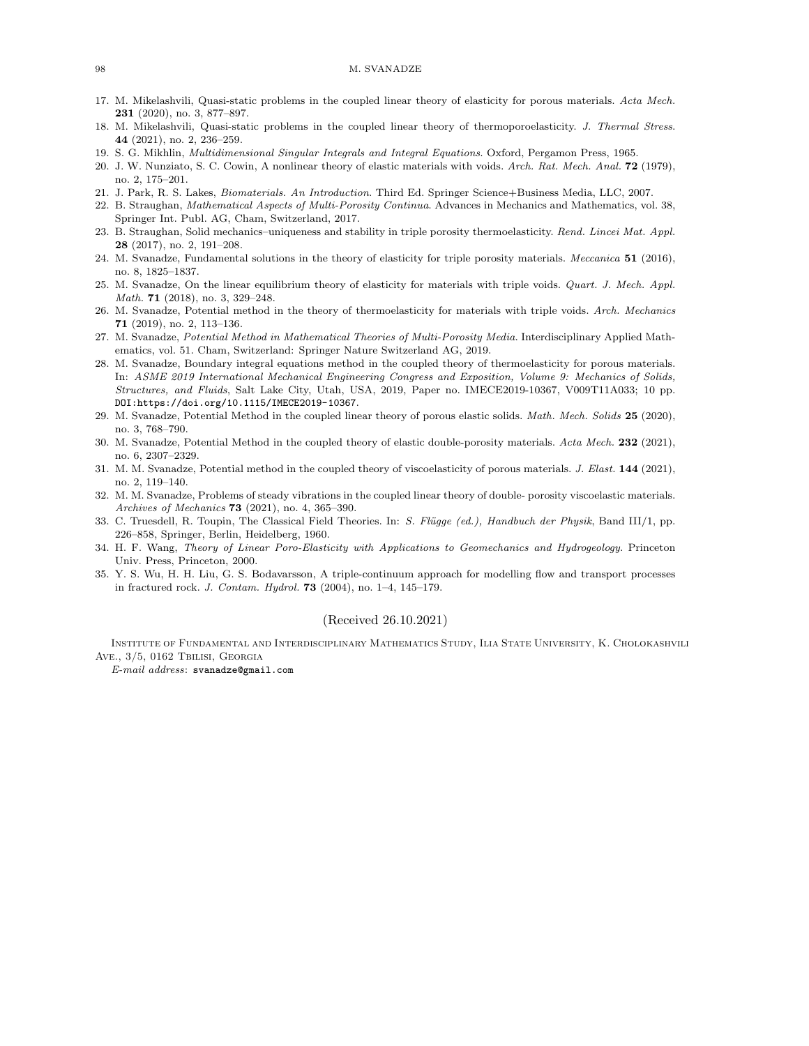17. M. Mikelashvili, Quasi-static problems in the coupled linear theory of elasticity for porous materials. *Acta Mech.* **231** (2020), no. 3, 877–897.
18. M. Mikelashvili, Quasi-static problems in the coupled linear theory of thermoporoelasticity. *J. Thermal Stress.* **44** (2021), no. 2, 236–259.
19. S. G. Mikhlin, *Multidimensional Singular Integrals and Integral Equations*. Oxford, Pergamon Press, 1965.
20. J. W. Nunziato, S. C. Cowin, A nonlinear theory of elastic materials with voids. *Arch. Rat. Mech. Anal.* **72** (1979), no. 2, 175–201.
21. J. Park, R. S. Lakes, *Biomaterials. An Introduction*. Third Ed. Springer Science+Business Media, LLC, 2007.
22. B. Straughan, *Mathematical Aspects of Multi-Porosity Continua*. Advances in Mechanics and Mathematics, vol. 38, Springer Int. Publ. AG, Cham, Switzerland, 2017.
23. B. Straughan, Solid mechanics–uniqueness and stability in triple porosity thermoelasticity. *Rend. Lincei Mat. Appl.* **28** (2017), no. 2, 191–208.
24. M. Svanadze, Fundamental solutions in the theory of elasticity for triple porosity materials. *Meccanica* **51** (2016), no. 8, 1825–1837.
25. M. Svanadze, On the linear equilibrium theory of elasticity for materials with triple voids. *Quart. J. Mech. Appl. Math.* **71** (2018), no. 3, 329–248.
26. M. Svanadze, Potential method in the theory of thermoelasticity for materials with triple voids. *Arch. Mechanics* **71** (2019), no. 2, 113–136.
27. M. Svanadze, *Potential Method in Mathematical Theories of Multi-Porosity Media*. Interdisciplinary Applied Mathematics, vol. 51. Cham, Switzerland: Springer Nature Switzerland AG, 2019.
28. M. Svanadze, Boundary integral equations method in the coupled theory of thermoelasticity for porous materials. In: *ASME 2019 International Mechanical Engineering Congress and Exposition, Volume 9: Mechanics of Solids, Structures, and Fluids*, Salt Lake City, Utah, USA, 2019, Paper no. IMECE2019-10367, V009T11A033; 10 pp. DOI:https://doi.org/10.1115/IMECE2019-10367.
29. M. Svanadze, Potential Method in the coupled linear theory of porous elastic solids. *Math. Mech. Solids* **25** (2020), no. 3, 768–790.
30. M. Svanadze, Potential Method in the coupled theory of elastic double-porosity materials. *Acta Mech.* **232** (2021), no. 6, 2307–2329.
31. M. M. Svanadze, Potential method in the coupled theory of viscoelasticity of porous materials. *J. Elast.* **144** (2021), no. 2, 119–140.
32. M. M. Svanadze, Problems of steady vibrations in the coupled linear theory of double- porosity viscoelastic materials. *Archives of Mechanics* **73** (2021), no. 4, 365–390.
33. C. Truesdell, R. Toupin, The Classical Field Theories. In: *S. Flügge (ed.), Handbuch der Physik*, Band III/1, pp. 226–858, Springer, Berlin, Heidelberg, 1960.
34. H. F. Wang, *Theory of Linear Poro-Elasticity with Applications to Geomechanics and Hydrogeology*. Princeton Univ. Press, Princeton, 2000.
35. Y. S. Wu, H. H. Liu, G. S. Bodavarsson, A triple-continuum approach for modelling flow and transport processes in fractured rock. *J. Contam. Hydrol.* **73** (2004), no. 1–4, 145–179.

(Received 26.10.2021)

Institute of Fundamental and Interdisciplinary Mathematics Study, Ilia State University, K. Cholokashvili Ave., 3/5, 0162 Tbilisi, Georgia

*E-mail address*: svanadze@gmail.com